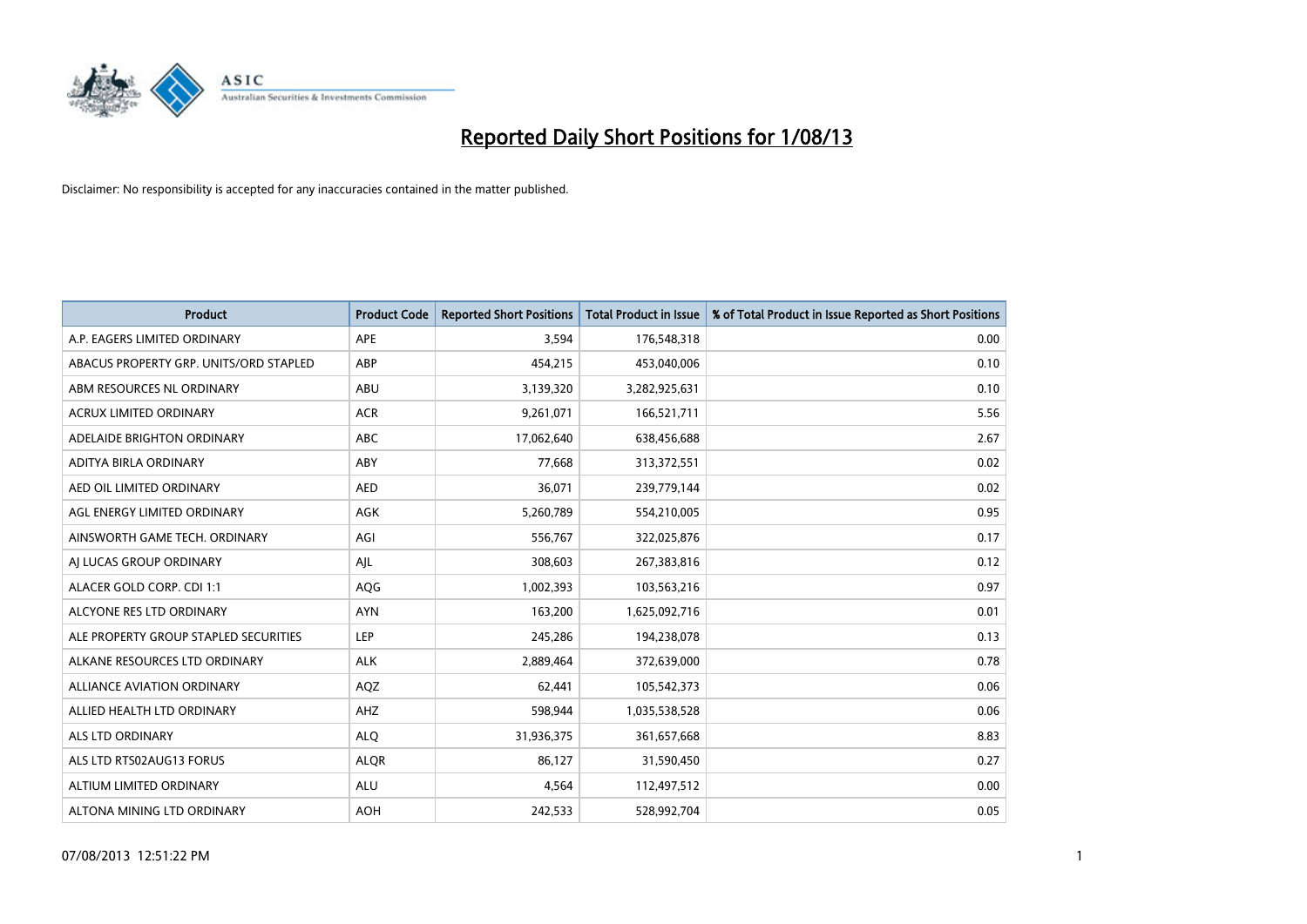# Reported Daily Short Positions for 1/08/13

Disclaimer: No responsibility is accepted for any inaccuracies contained in the matter published.

| Product | Product Code | Reported Short Positions | Total Product in Issue | % of Total Product in Issue Reported as Short Positions |
|---|---|---|---|---|
| A.P. EAGERS LIMITED ORDINARY | APE | 3,594 | 176,548,318 | 0.00 |
| ABACUS PROPERTY GRP. UNITS/ORD STAPLED | ABP | 454,215 | 453,040,006 | 0.10 |
| ABM RESOURCES NL ORDINARY | ABU | 3,139,320 | 3,282,925,631 | 0.10 |
| ACRUX LIMITED ORDINARY | ACR | 9,261,071 | 166,521,711 | 5.56 |
| ADELAIDE BRIGHTON ORDINARY | ABC | 17,062,640 | 638,456,688 | 2.67 |
| ADITYA BIRLA ORDINARY | ABY | 77,668 | 313,372,551 | 0.02 |
| AED OIL LIMITED ORDINARY | AED | 36,071 | 239,779,144 | 0.02 |
| AGL ENERGY LIMITED ORDINARY | AGK | 5,260,789 | 554,210,005 | 0.95 |
| AINSWORTH GAME TECH. ORDINARY | AGI | 556,767 | 322,025,876 | 0.17 |
| AJ LUCAS GROUP ORDINARY | AJL | 308,603 | 267,383,816 | 0.12 |
| ALACER GOLD CORP. CDI 1:1 | AQG | 1,002,393 | 103,563,216 | 0.97 |
| ALCYONE RES LTD ORDINARY | AYN | 163,200 | 1,625,092,716 | 0.01 |
| ALE PROPERTY GROUP STAPLED SECURITIES | LEP | 245,286 | 194,238,078 | 0.13 |
| ALKANE RESOURCES LTD ORDINARY | ALK | 2,889,464 | 372,639,000 | 0.78 |
| ALLIANCE AVIATION ORDINARY | AQZ | 62,441 | 105,542,373 | 0.06 |
| ALLIED HEALTH LTD ORDINARY | AHZ | 598,944 | 1,035,538,528 | 0.06 |
| ALS LTD ORDINARY | ALQ | 31,936,375 | 361,657,668 | 8.83 |
| ALS LTD RTS02AUG13 FORUS | ALQR | 86,127 | 31,590,450 | 0.27 |
| ALTIUM LIMITED ORDINARY | ALU | 4,564 | 112,497,512 | 0.00 |
| ALTONA MINING LTD ORDINARY | AOH | 242,533 | 528,992,704 | 0.05 |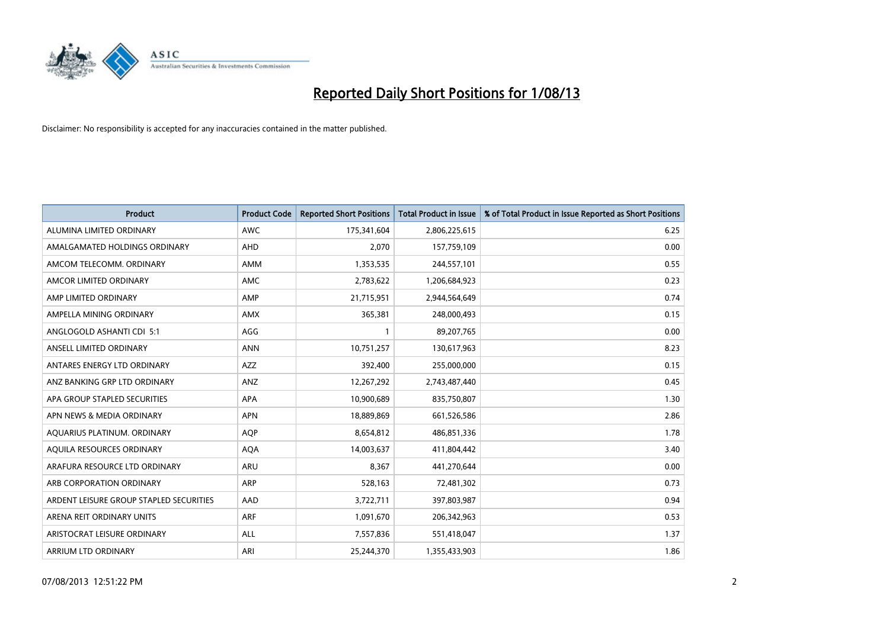# Reported Daily Short Positions for 1/08/13

Disclaimer: No responsibility is accepted for any inaccuracies contained in the matter published.

| Product | Product Code | Reported Short Positions | Total Product in Issue | % of Total Product in Issue Reported as Short Positions |
| --- | --- | --- | --- | --- |
| ALUMINA LIMITED ORDINARY | AWC | 175,341,604 | 2,806,225,615 | 6.25 |
| AMALGAMATED HOLDINGS ORDINARY | AHD | 2,070 | 157,759,109 | 0.00 |
| AMCOM TELECOMM. ORDINARY | AMM | 1,353,535 | 244,557,101 | 0.55 |
| AMCOR LIMITED ORDINARY | AMC | 2,783,622 | 1,206,684,923 | 0.23 |
| AMP LIMITED ORDINARY | AMP | 21,715,951 | 2,944,564,649 | 0.74 |
| AMPELLA MINING ORDINARY | AMX | 365,381 | 248,000,493 | 0.15 |
| ANGLOGOLD ASHANTI CDI 5:1 | AGG | 1 | 89,207,765 | 0.00 |
| ANSELL LIMITED ORDINARY | ANN | 10,751,257 | 130,617,963 | 8.23 |
| ANTARES ENERGY LTD ORDINARY | AZZ | 392,400 | 255,000,000 | 0.15 |
| ANZ BANKING GRP LTD ORDINARY | ANZ | 12,267,292 | 2,743,487,440 | 0.45 |
| APA GROUP STAPLED SECURITIES | APA | 10,900,689 | 835,750,807 | 1.30 |
| APN NEWS & MEDIA ORDINARY | APN | 18,889,869 | 661,526,586 | 2.86 |
| AQUARIUS PLATINUM. ORDINARY | AQP | 8,654,812 | 486,851,336 | 1.78 |
| AQUILA RESOURCES ORDINARY | AQA | 14,003,637 | 411,804,442 | 3.40 |
| ARAFURA RESOURCE LTD ORDINARY | ARU | 8,367 | 441,270,644 | 0.00 |
| ARB CORPORATION ORDINARY | ARP | 528,163 | 72,481,302 | 0.73 |
| ARDENT LEISURE GROUP STAPLED SECURITIES | AAD | 3,722,711 | 397,803,987 | 0.94 |
| ARENA REIT ORDINARY UNITS | ARF | 1,091,670 | 206,342,963 | 0.53 |
| ARISTOCRAT LEISURE ORDINARY | ALL | 7,557,836 | 551,418,047 | 1.37 |
| ARRIUM LTD ORDINARY | ARI | 25,244,370 | 1,355,433,903 | 1.86 |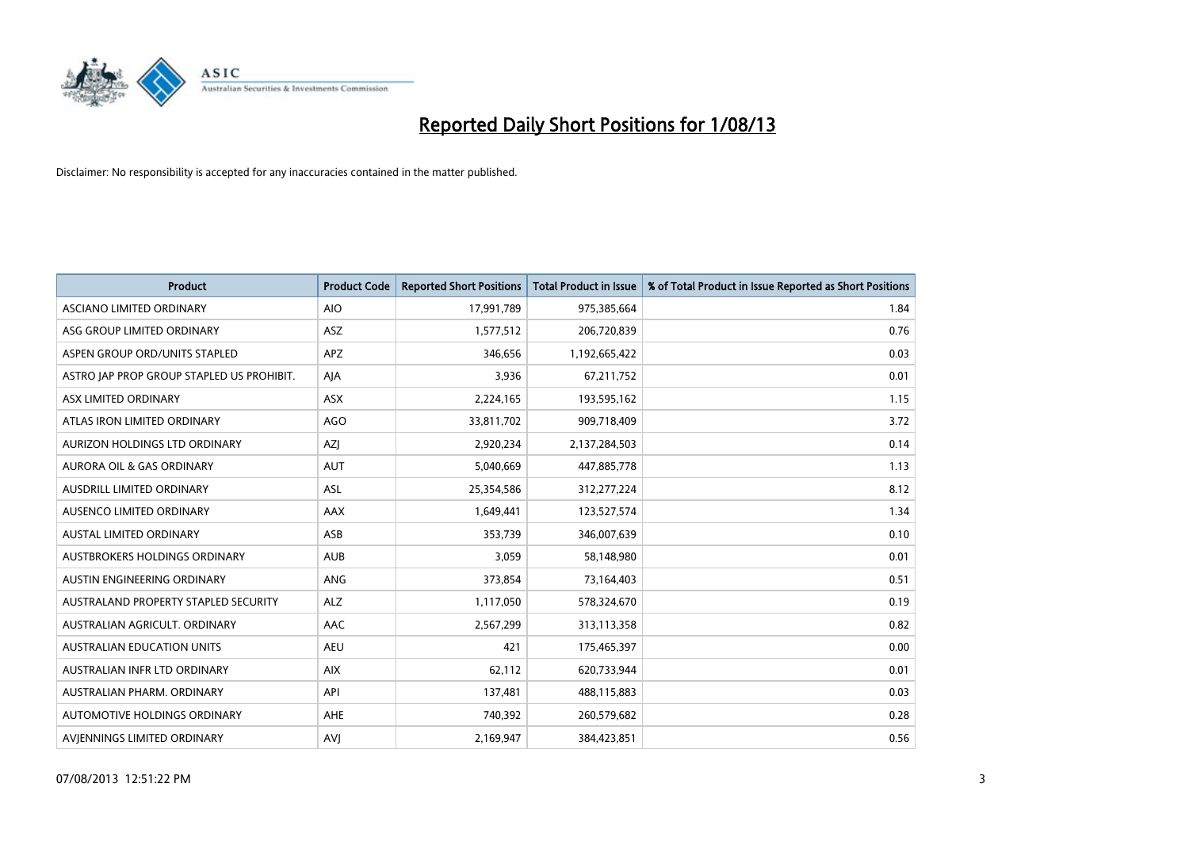# Reported Daily Short Positions for 1/08/13

Disclaimer: No responsibility is accepted for any inaccuracies contained in the matter published.

| Product | Product Code | Reported Short Positions | Total Product in Issue | % of Total Product in Issue Reported as Short Positions |
|---|---|---|---|---|
| ASCIANO LIMITED ORDINARY | AIO | 17,991,789 | 975,385,664 | 1.84 |
| ASG GROUP LIMITED ORDINARY | ASZ | 1,577,512 | 206,720,839 | 0.76 |
| ASPEN GROUP ORD/UNITS STAPLED | APZ | 346,656 | 1,192,665,422 | 0.03 |
| ASTRO JAP PROP GROUP STAPLED US PROHIBIT. | AJA | 3,936 | 67,211,752 | 0.01 |
| ASX LIMITED ORDINARY | ASX | 2,224,165 | 193,595,162 | 1.15 |
| ATLAS IRON LIMITED ORDINARY | AGO | 33,811,702 | 909,718,409 | 3.72 |
| AURIZON HOLDINGS LTD ORDINARY | AZJ | 2,920,234 | 2,137,284,503 | 0.14 |
| AURORA OIL & GAS ORDINARY | AUT | 5,040,669 | 447,885,778 | 1.13 |
| AUSDRILL LIMITED ORDINARY | ASL | 25,354,586 | 312,277,224 | 8.12 |
| AUSENCO LIMITED ORDINARY | AAX | 1,649,441 | 123,527,574 | 1.34 |
| AUSTAL LIMITED ORDINARY | ASB | 353,739 | 346,007,639 | 0.10 |
| AUSTBROKERS HOLDINGS ORDINARY | AUB | 3,059 | 58,148,980 | 0.01 |
| AUSTIN ENGINEERING ORDINARY | ANG | 373,854 | 73,164,403 | 0.51 |
| AUSTRALAND PROPERTY STAPLED SECURITY | ALZ | 1,117,050 | 578,324,670 | 0.19 |
| AUSTRALIAN AGRICULT. ORDINARY | AAC | 2,567,299 | 313,113,358 | 0.82 |
| AUSTRALIAN EDUCATION UNITS | AEU | 421 | 175,465,397 | 0.00 |
| AUSTRALIAN INFR LTD ORDINARY | AIX | 62,112 | 620,733,944 | 0.01 |
| AUSTRALIAN PHARM. ORDINARY | API | 137,481 | 488,115,883 | 0.03 |
| AUTOMOTIVE HOLDINGS ORDINARY | AHE | 740,392 | 260,579,682 | 0.28 |
| AVJENNINGS LIMITED ORDINARY | AVJ | 2,169,947 | 384,423,851 | 0.56 |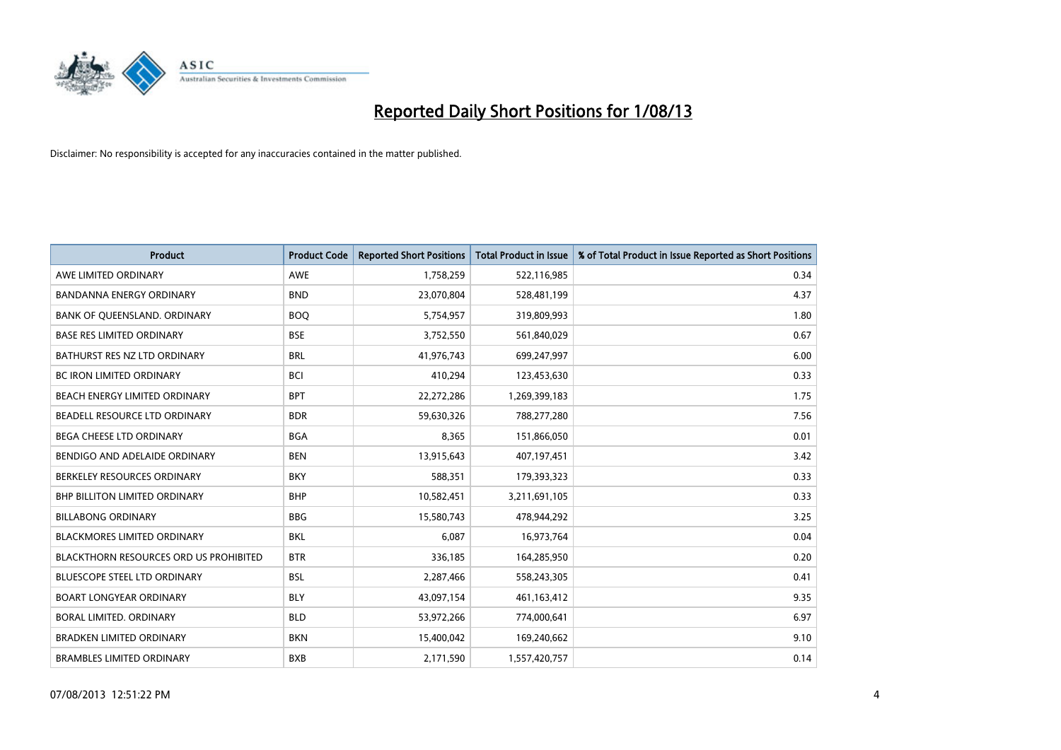# Reported Daily Short Positions for 1/08/13

Disclaimer: No responsibility is accepted for any inaccuracies contained in the matter published.

| Product | Product Code | Reported Short Positions | Total Product in Issue | % of Total Product in Issue Reported as Short Positions |
|---|---|---|---|---|
| AWE LIMITED ORDINARY | AWE | 1,758,259 | 522,116,985 | 0.34 |
| BANDANNA ENERGY ORDINARY | BND | 23,070,804 | 528,481,199 | 4.37 |
| BANK OF QUEENSLAND. ORDINARY | BOQ | 5,754,957 | 319,809,993 | 1.80 |
| BASE RES LIMITED ORDINARY | BSE | 3,752,550 | 561,840,029 | 0.67 |
| BATHURST RES NZ LTD ORDINARY | BRL | 41,976,743 | 699,247,997 | 6.00 |
| BC IRON LIMITED ORDINARY | BCI | 410,294 | 123,453,630 | 0.33 |
| BEACH ENERGY LIMITED ORDINARY | BPT | 22,272,286 | 1,269,399,183 | 1.75 |
| BEADELL RESOURCE LTD ORDINARY | BDR | 59,630,326 | 788,277,280 | 7.56 |
| BEGA CHEESE LTD ORDINARY | BGA | 8,365 | 151,866,050 | 0.01 |
| BENDIGO AND ADELAIDE ORDINARY | BEN | 13,915,643 | 407,197,451 | 3.42 |
| BERKELEY RESOURCES ORDINARY | BKY | 588,351 | 179,393,323 | 0.33 |
| BHP BILLITON LIMITED ORDINARY | BHP | 10,582,451 | 3,211,691,105 | 0.33 |
| BILLABONG ORDINARY | BBG | 15,580,743 | 478,944,292 | 3.25 |
| BLACKMORES LIMITED ORDINARY | BKL | 6,087 | 16,973,764 | 0.04 |
| BLACKTHORN RESOURCES ORD US PROHIBITED | BTR | 336,185 | 164,285,950 | 0.20 |
| BLUESCOPE STEEL LTD ORDINARY | BSL | 2,287,466 | 558,243,305 | 0.41 |
| BOART LONGYEAR ORDINARY | BLY | 43,097,154 | 461,163,412 | 9.35 |
| BORAL LIMITED. ORDINARY | BLD | 53,972,266 | 774,000,641 | 6.97 |
| BRADKEN LIMITED ORDINARY | BKN | 15,400,042 | 169,240,662 | 9.10 |
| BRAMBLES LIMITED ORDINARY | BXB | 2,171,590 | 1,557,420,757 | 0.14 |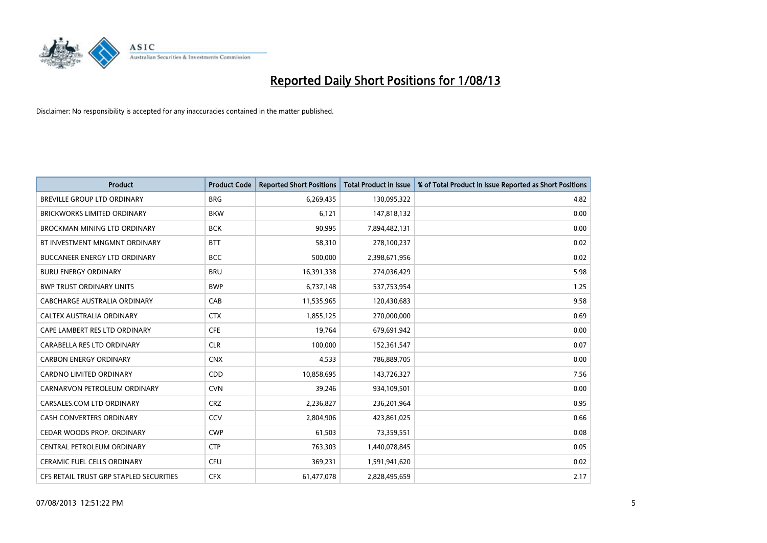# Reported Daily Short Positions for 1/08/13

Disclaimer: No responsibility is accepted for any inaccuracies contained in the matter published.

| Product | Product Code | Reported Short Positions | Total Product in Issue | % of Total Product in Issue Reported as Short Positions |
|---|---|---|---|---|
| BREVILLE GROUP LTD ORDINARY | BRG | 6,269,435 | 130,095,322 | 4.82 |
| BRICKWORKS LIMITED ORDINARY | BKW | 6,121 | 147,818,132 | 0.00 |
| BROCKMAN MINING LTD ORDINARY | BCK | 90,995 | 7,894,482,131 | 0.00 |
| BT INVESTMENT MNGMNT ORDINARY | BTT | 58,310 | 278,100,237 | 0.02 |
| BUCCANEER ENERGY LTD ORDINARY | BCC | 500,000 | 2,398,671,956 | 0.02 |
| BURU ENERGY ORDINARY | BRU | 16,391,338 | 274,036,429 | 5.98 |
| BWP TRUST ORDINARY UNITS | BWP | 6,737,148 | 537,753,954 | 1.25 |
| CABCHARGE AUSTRALIA ORDINARY | CAB | 11,535,965 | 120,430,683 | 9.58 |
| CALTEX AUSTRALIA ORDINARY | CTX | 1,855,125 | 270,000,000 | 0.69 |
| CAPE LAMBERT RES LTD ORDINARY | CFE | 19,764 | 679,691,942 | 0.00 |
| CARABELLA RES LTD ORDINARY | CLR | 100,000 | 152,361,547 | 0.07 |
| CARBON ENERGY ORDINARY | CNX | 4,533 | 786,889,705 | 0.00 |
| CARDNO LIMITED ORDINARY | CDD | 10,858,695 | 143,726,327 | 7.56 |
| CARNARVON PETROLEUM ORDINARY | CVN | 39,246 | 934,109,501 | 0.00 |
| CARSALES.COM LTD ORDINARY | CRZ | 2,236,827 | 236,201,964 | 0.95 |
| CASH CONVERTERS ORDINARY | CCV | 2,804,906 | 423,861,025 | 0.66 |
| CEDAR WOODS PROP. ORDINARY | CWP | 61,503 | 73,359,551 | 0.08 |
| CENTRAL PETROLEUM ORDINARY | CTP | 763,303 | 1,440,078,845 | 0.05 |
| CERAMIC FUEL CELLS ORDINARY | CFU | 369,231 | 1,591,941,620 | 0.02 |
| CFS RETAIL TRUST GRP STAPLED SECURITIES | CFX | 61,477,078 | 2,828,495,659 | 2.17 |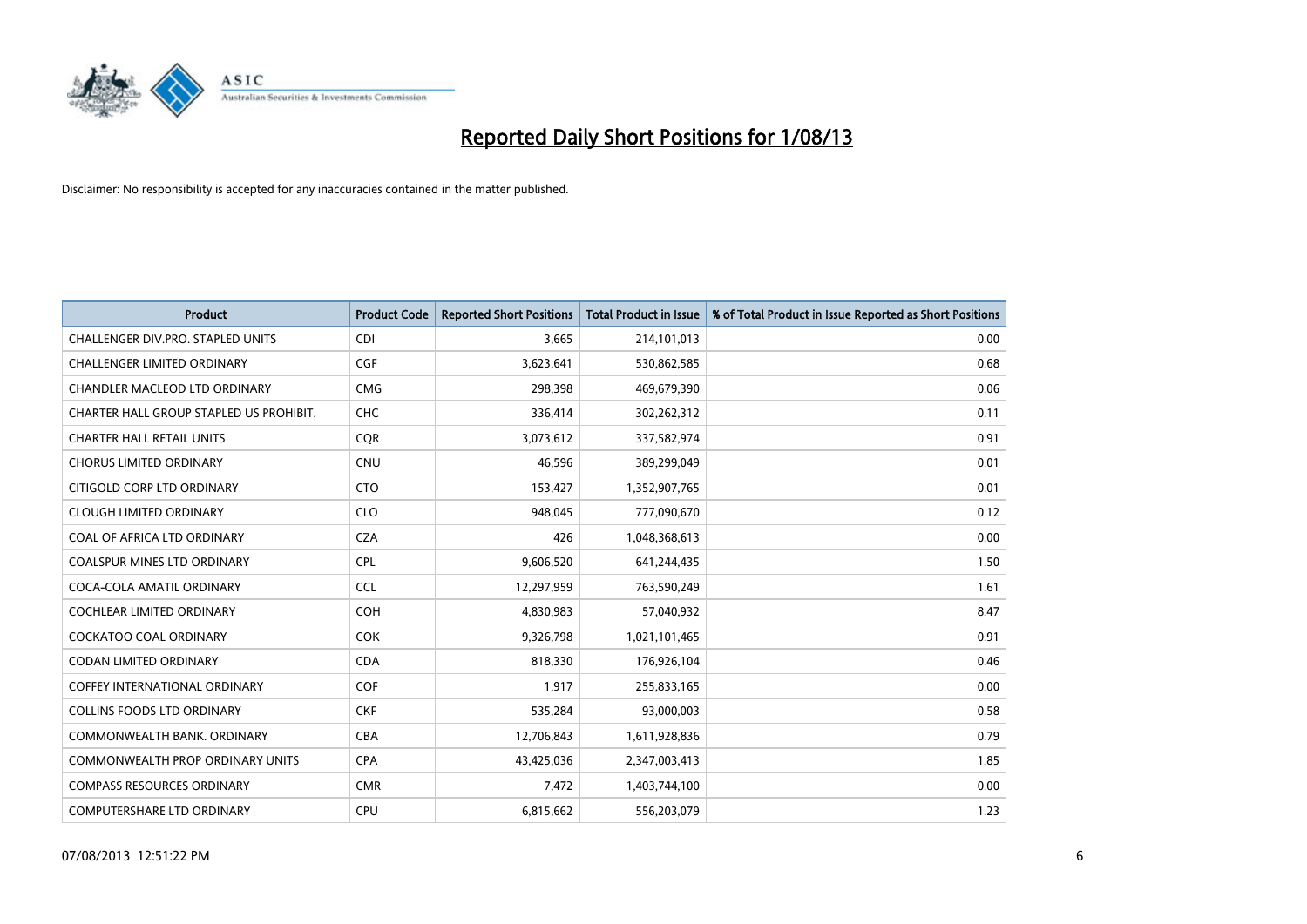# Reported Daily Short Positions for 1/08/13

Disclaimer: No responsibility is accepted for any inaccuracies contained in the matter published.

| Product | Product Code | Reported Short Positions | Total Product in Issue | % of Total Product in Issue Reported as Short Positions |
|---|---|---|---|---|
| CHALLENGER DIV.PRO. STAPLED UNITS | CDI | 3,665 | 214,101,013 | 0.00 |
| CHALLENGER LIMITED ORDINARY | CGF | 3,623,641 | 530,862,585 | 0.68 |
| CHANDLER MACLEOD LTD ORDINARY | CMG | 298,398 | 469,679,390 | 0.06 |
| CHARTER HALL GROUP STAPLED US PROHIBIT. | CHC | 336,414 | 302,262,312 | 0.11 |
| CHARTER HALL RETAIL UNITS | CQR | 3,073,612 | 337,582,974 | 0.91 |
| CHORUS LIMITED ORDINARY | CNU | 46,596 | 389,299,049 | 0.01 |
| CITIGOLD CORP LTD ORDINARY | CTO | 153,427 | 1,352,907,765 | 0.01 |
| CLOUGH LIMITED ORDINARY | CLO | 948,045 | 777,090,670 | 0.12 |
| COAL OF AFRICA LTD ORDINARY | CZA | 426 | 1,048,368,613 | 0.00 |
| COALSPUR MINES LTD ORDINARY | CPL | 9,606,520 | 641,244,435 | 1.50 |
| COCA-COLA AMATIL ORDINARY | CCL | 12,297,959 | 763,590,249 | 1.61 |
| COCHLEAR LIMITED ORDINARY | COH | 4,830,983 | 57,040,932 | 8.47 |
| COCKATOO COAL ORDINARY | COK | 9,326,798 | 1,021,101,465 | 0.91 |
| CODAN LIMITED ORDINARY | CDA | 818,330 | 176,926,104 | 0.46 |
| COFFEY INTERNATIONAL ORDINARY | COF | 1,917 | 255,833,165 | 0.00 |
| COLLINS FOODS LTD ORDINARY | CKF | 535,284 | 93,000,003 | 0.58 |
| COMMONWEALTH BANK. ORDINARY | CBA | 12,706,843 | 1,611,928,836 | 0.79 |
| COMMONWEALTH PROP ORDINARY UNITS | CPA | 43,425,036 | 2,347,003,413 | 1.85 |
| COMPASS RESOURCES ORDINARY | CMR | 7,472 | 1,403,744,100 | 0.00 |
| COMPUTERSHARE LTD ORDINARY | CPU | 6,815,662 | 556,203,079 | 1.23 |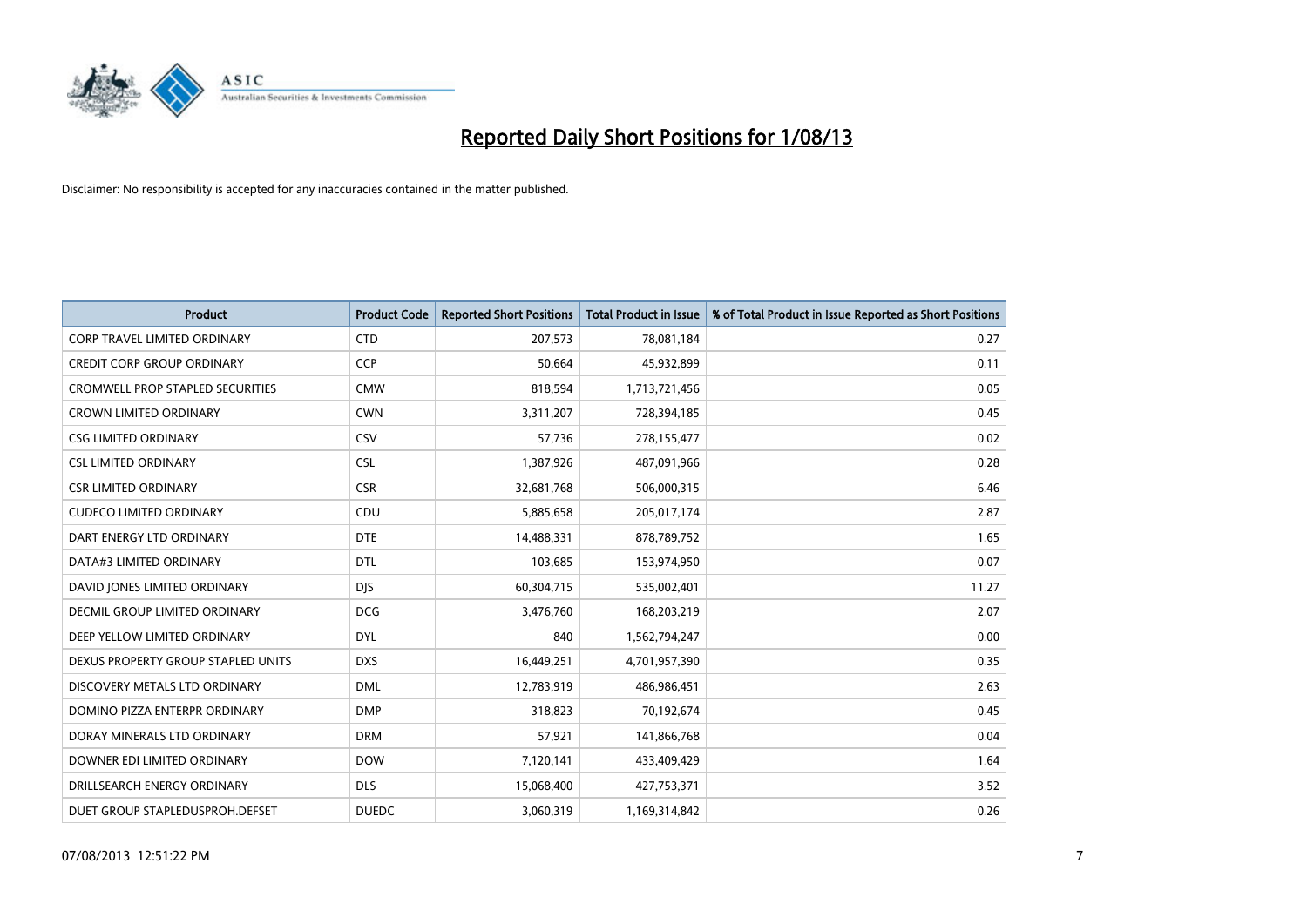# Reported Daily Short Positions for 1/08/13

Disclaimer: No responsibility is accepted for any inaccuracies contained in the matter published.

| Product | Product Code | Reported Short Positions | Total Product in Issue | % of Total Product in Issue Reported as Short Positions |
|---|---|---|---|---|
| CORP TRAVEL LIMITED ORDINARY | CTD | 207,573 | 78,081,184 | 0.27 |
| CREDIT CORP GROUP ORDINARY | CCP | 50,664 | 45,932,899 | 0.11 |
| CROMWELL PROP STAPLED SECURITIES | CMW | 818,594 | 1,713,721,456 | 0.05 |
| CROWN LIMITED ORDINARY | CWN | 3,311,207 | 728,394,185 | 0.45 |
| CSG LIMITED ORDINARY | CSV | 57,736 | 278,155,477 | 0.02 |
| CSL LIMITED ORDINARY | CSL | 1,387,926 | 487,091,966 | 0.28 |
| CSR LIMITED ORDINARY | CSR | 32,681,768 | 506,000,315 | 6.46 |
| CUDECO LIMITED ORDINARY | CDU | 5,885,658 | 205,017,174 | 2.87 |
| DART ENERGY LTD ORDINARY | DTE | 14,488,331 | 878,789,752 | 1.65 |
| DATA#3 LIMITED ORDINARY | DTL | 103,685 | 153,974,950 | 0.07 |
| DAVID JONES LIMITED ORDINARY | DJS | 60,304,715 | 535,002,401 | 11.27 |
| DECMIL GROUP LIMITED ORDINARY | DCG | 3,476,760 | 168,203,219 | 2.07 |
| DEEP YELLOW LIMITED ORDINARY | DYL | 840 | 1,562,794,247 | 0.00 |
| DEXUS PROPERTY GROUP STAPLED UNITS | DXS | 16,449,251 | 4,701,957,390 | 0.35 |
| DISCOVERY METALS LTD ORDINARY | DML | 12,783,919 | 486,986,451 | 2.63 |
| DOMINO PIZZA ENTERPR ORDINARY | DMP | 318,823 | 70,192,674 | 0.45 |
| DORAY MINERALS LTD ORDINARY | DRM | 57,921 | 141,866,768 | 0.04 |
| DOWNER EDI LIMITED ORDINARY | DOW | 7,120,141 | 433,409,429 | 1.64 |
| DRILLSEARCH ENERGY ORDINARY | DLS | 15,068,400 | 427,753,371 | 3.52 |
| DUET GROUP STAPLEDUSPROH.DEFSET | DUEDC | 3,060,319 | 1,169,314,842 | 0.26 |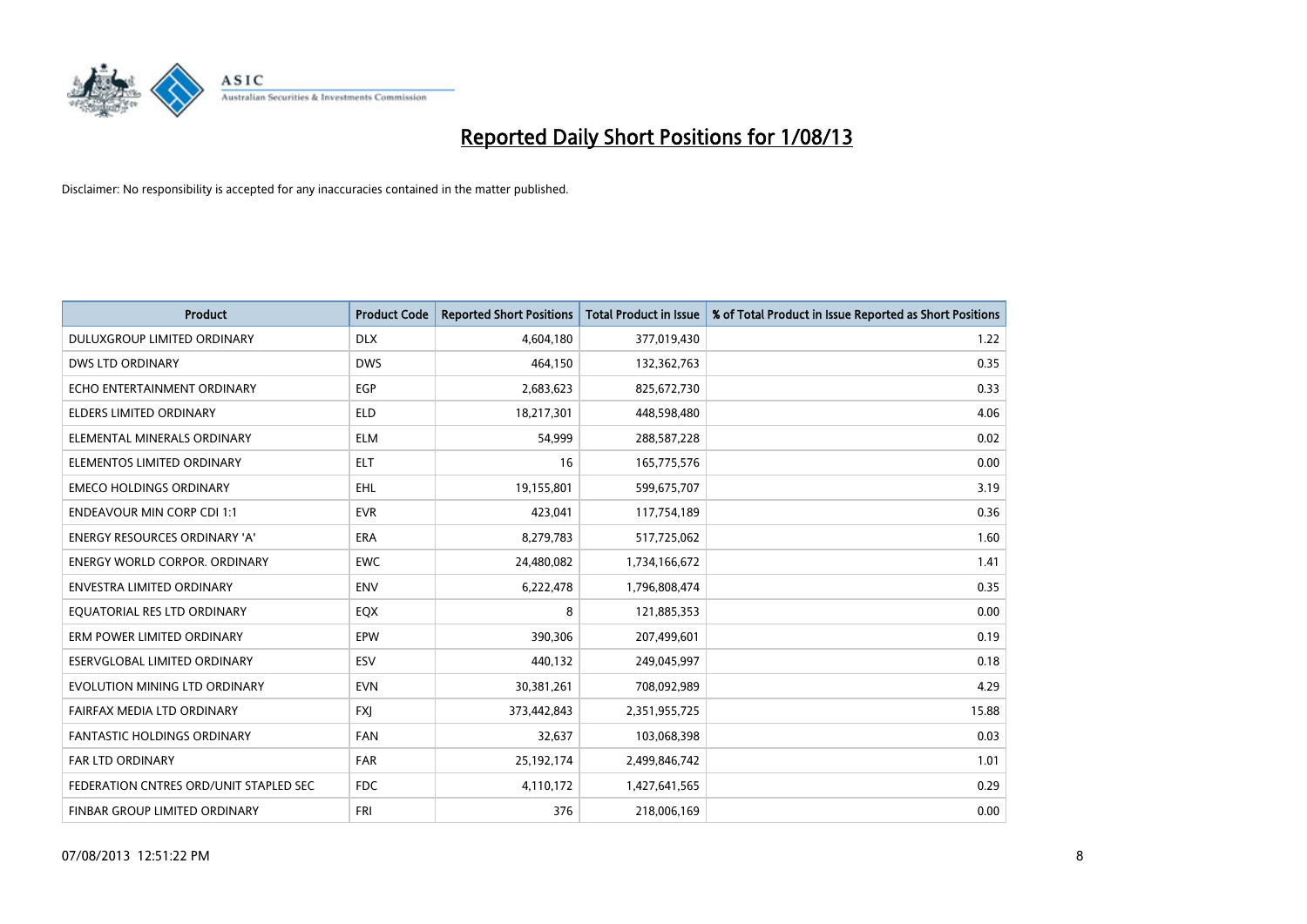# Reported Daily Short Positions for 1/08/13

Disclaimer: No responsibility is accepted for any inaccuracies contained in the matter published.

| Product | Product Code | Reported Short Positions | Total Product in Issue | % of Total Product in Issue Reported as Short Positions |
|---|---|---|---|---|
| DULUXGROUP LIMITED ORDINARY | DLX | 4,604,180 | 377,019,430 | 1.22 |
| DWS LTD ORDINARY | DWS | 464,150 | 132,362,763 | 0.35 |
| ECHO ENTERTAINMENT ORDINARY | EGP | 2,683,623 | 825,672,730 | 0.33 |
| ELDERS LIMITED ORDINARY | ELD | 18,217,301 | 448,598,480 | 4.06 |
| ELEMENTAL MINERALS ORDINARY | ELM | 54,999 | 288,587,228 | 0.02 |
| ELEMENTOS LIMITED ORDINARY | ELT | 16 | 165,775,576 | 0.00 |
| EMECO HOLDINGS ORDINARY | EHL | 19,155,801 | 599,675,707 | 3.19 |
| ENDEAVOUR MIN CORP CDI 1:1 | EVR | 423,041 | 117,754,189 | 0.36 |
| ENERGY RESOURCES ORDINARY 'A' | ERA | 8,279,783 | 517,725,062 | 1.60 |
| ENERGY WORLD CORPOR. ORDINARY | EWC | 24,480,082 | 1,734,166,672 | 1.41 |
| ENVESTRA LIMITED ORDINARY | ENV | 6,222,478 | 1,796,808,474 | 0.35 |
| EQUATORIAL RES LTD ORDINARY | EQX | 8 | 121,885,353 | 0.00 |
| ERM POWER LIMITED ORDINARY | EPW | 390,306 | 207,499,601 | 0.19 |
| ESERVGLOBAL LIMITED ORDINARY | ESV | 440,132 | 249,045,997 | 0.18 |
| EVOLUTION MINING LTD ORDINARY | EVN | 30,381,261 | 708,092,989 | 4.29 |
| FAIRFAX MEDIA LTD ORDINARY | FXJ | 373,442,843 | 2,351,955,725 | 15.88 |
| FANTASTIC HOLDINGS ORDINARY | FAN | 32,637 | 103,068,398 | 0.03 |
| FAR LTD ORDINARY | FAR | 25,192,174 | 2,499,846,742 | 1.01 |
| FEDERATION CNTRES ORD/UNIT STAPLED SEC | FDC | 4,110,172 | 1,427,641,565 | 0.29 |
| FINBAR GROUP LIMITED ORDINARY | FRI | 376 | 218,006,169 | 0.00 |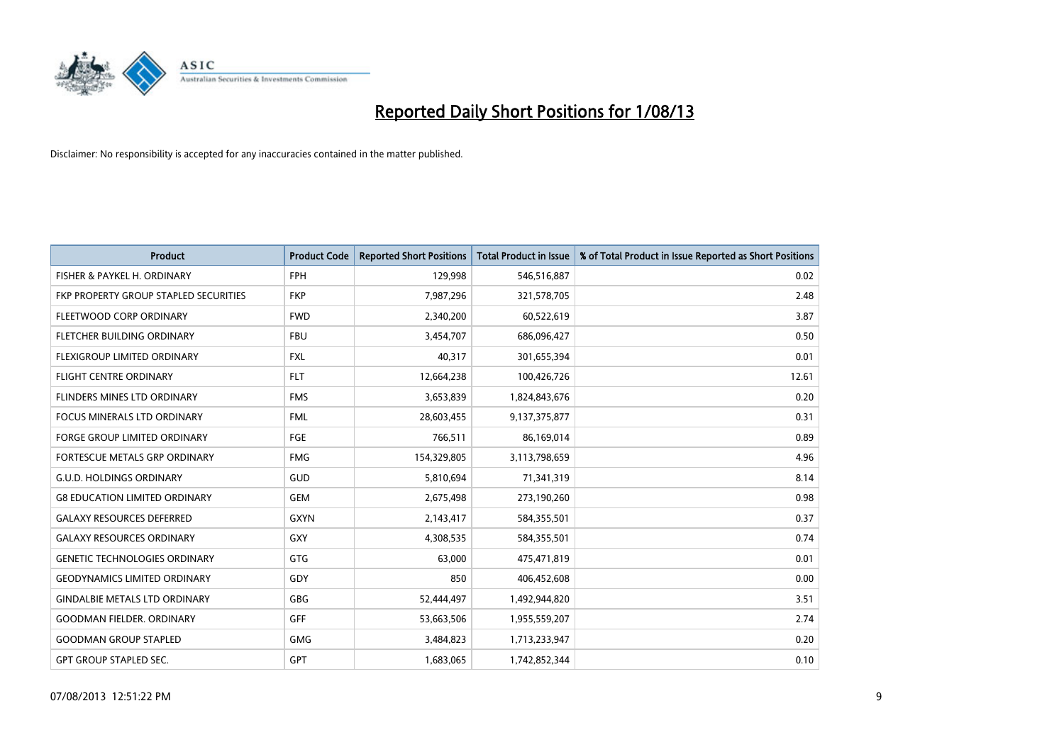# Reported Daily Short Positions for 1/08/13

Disclaimer: No responsibility is accepted for any inaccuracies contained in the matter published.

| Product | Product Code | Reported Short Positions | Total Product in Issue | % of Total Product in Issue Reported as Short Positions |
|---|---|---|---|---|
| FISHER & PAYKEL H. ORDINARY | FPH | 129,998 | 546,516,887 | 0.02 |
| FKP PROPERTY GROUP STAPLED SECURITIES | FKP | 7,987,296 | 321,578,705 | 2.48 |
| FLEETWOOD CORP ORDINARY | FWD | 2,340,200 | 60,522,619 | 3.87 |
| FLETCHER BUILDING ORDINARY | FBU | 3,454,707 | 686,096,427 | 0.50 |
| FLEXIGROUP LIMITED ORDINARY | FXL | 40,317 | 301,655,394 | 0.01 |
| FLIGHT CENTRE ORDINARY | FLT | 12,664,238 | 100,426,726 | 12.61 |
| FLINDERS MINES LTD ORDINARY | FMS | 3,653,839 | 1,824,843,676 | 0.20 |
| FOCUS MINERALS LTD ORDINARY | FML | 28,603,455 | 9,137,375,877 | 0.31 |
| FORGE GROUP LIMITED ORDINARY | FGE | 766,511 | 86,169,014 | 0.89 |
| FORTESCUE METALS GRP ORDINARY | FMG | 154,329,805 | 3,113,798,659 | 4.96 |
| G.U.D. HOLDINGS ORDINARY | GUD | 5,810,694 | 71,341,319 | 8.14 |
| G8 EDUCATION LIMITED ORDINARY | GEM | 2,675,498 | 273,190,260 | 0.98 |
| GALAXY RESOURCES DEFERRED | GXYN | 2,143,417 | 584,355,501 | 0.37 |
| GALAXY RESOURCES ORDINARY | GXY | 4,308,535 | 584,355,501 | 0.74 |
| GENETIC TECHNOLOGIES ORDINARY | GTG | 63,000 | 475,471,819 | 0.01 |
| GEODYNAMICS LIMITED ORDINARY | GDY | 850 | 406,452,608 | 0.00 |
| GINDALBIE METALS LTD ORDINARY | GBG | 52,444,497 | 1,492,944,820 | 3.51 |
| GOODMAN FIELDER. ORDINARY | GFF | 53,663,506 | 1,955,559,207 | 2.74 |
| GOODMAN GROUP STAPLED | GMG | 3,484,823 | 1,713,233,947 | 0.20 |
| GPT GROUP STAPLED SEC. | GPT | 1,683,065 | 1,742,852,344 | 0.10 |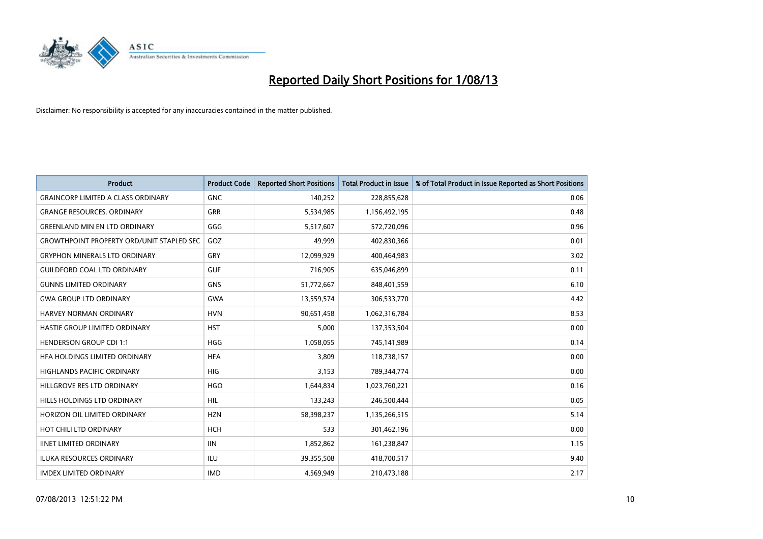# Reported Daily Short Positions for 1/08/13

Disclaimer: No responsibility is accepted for any inaccuracies contained in the matter published.

| Product | Product Code | Reported Short Positions | Total Product in Issue | % of Total Product in Issue Reported as Short Positions |
|---|---|---|---|---|
| GRAINCORP LIMITED A CLASS ORDINARY | GNC | 140,252 | 228,855,628 | 0.06 |
| GRANGE RESOURCES. ORDINARY | GRR | 5,534,985 | 1,156,492,195 | 0.48 |
| GREENLAND MIN EN LTD ORDINARY | GGG | 5,517,607 | 572,720,096 | 0.96 |
| GROWTHPOINT PROPERTY ORD/UNIT STAPLED SEC | GOZ | 49,999 | 402,830,366 | 0.01 |
| GRYPHON MINERALS LTD ORDINARY | GRY | 12,099,929 | 400,464,983 | 3.02 |
| GUILDFORD COAL LTD ORDINARY | GUF | 716,905 | 635,046,899 | 0.11 |
| GUNNS LIMITED ORDINARY | GNS | 51,772,667 | 848,401,559 | 6.10 |
| GWA GROUP LTD ORDINARY | GWA | 13,559,574 | 306,533,770 | 4.42 |
| HARVEY NORMAN ORDINARY | HVN | 90,651,458 | 1,062,316,784 | 8.53 |
| HASTIE GROUP LIMITED ORDINARY | HST | 5,000 | 137,353,504 | 0.00 |
| HENDERSON GROUP CDI 1:1 | HGG | 1,058,055 | 745,141,989 | 0.14 |
| HFA HOLDINGS LIMITED ORDINARY | HFA | 3,809 | 118,738,157 | 0.00 |
| HIGHLANDS PACIFIC ORDINARY | HIG | 3,153 | 789,344,774 | 0.00 |
| HILLGROVE RES LTD ORDINARY | HGO | 1,644,834 | 1,023,760,221 | 0.16 |
| HILLS HOLDINGS LTD ORDINARY | HIL | 133,243 | 246,500,444 | 0.05 |
| HORIZON OIL LIMITED ORDINARY | HZN | 58,398,237 | 1,135,266,515 | 5.14 |
| HOT CHILI LTD ORDINARY | HCH | 533 | 301,462,196 | 0.00 |
| IINET LIMITED ORDINARY | IIN | 1,852,862 | 161,238,847 | 1.15 |
| ILUKA RESOURCES ORDINARY | ILU | 39,355,508 | 418,700,517 | 9.40 |
| IMDEX LIMITED ORDINARY | IMD | 4,569,949 | 210,473,188 | 2.17 |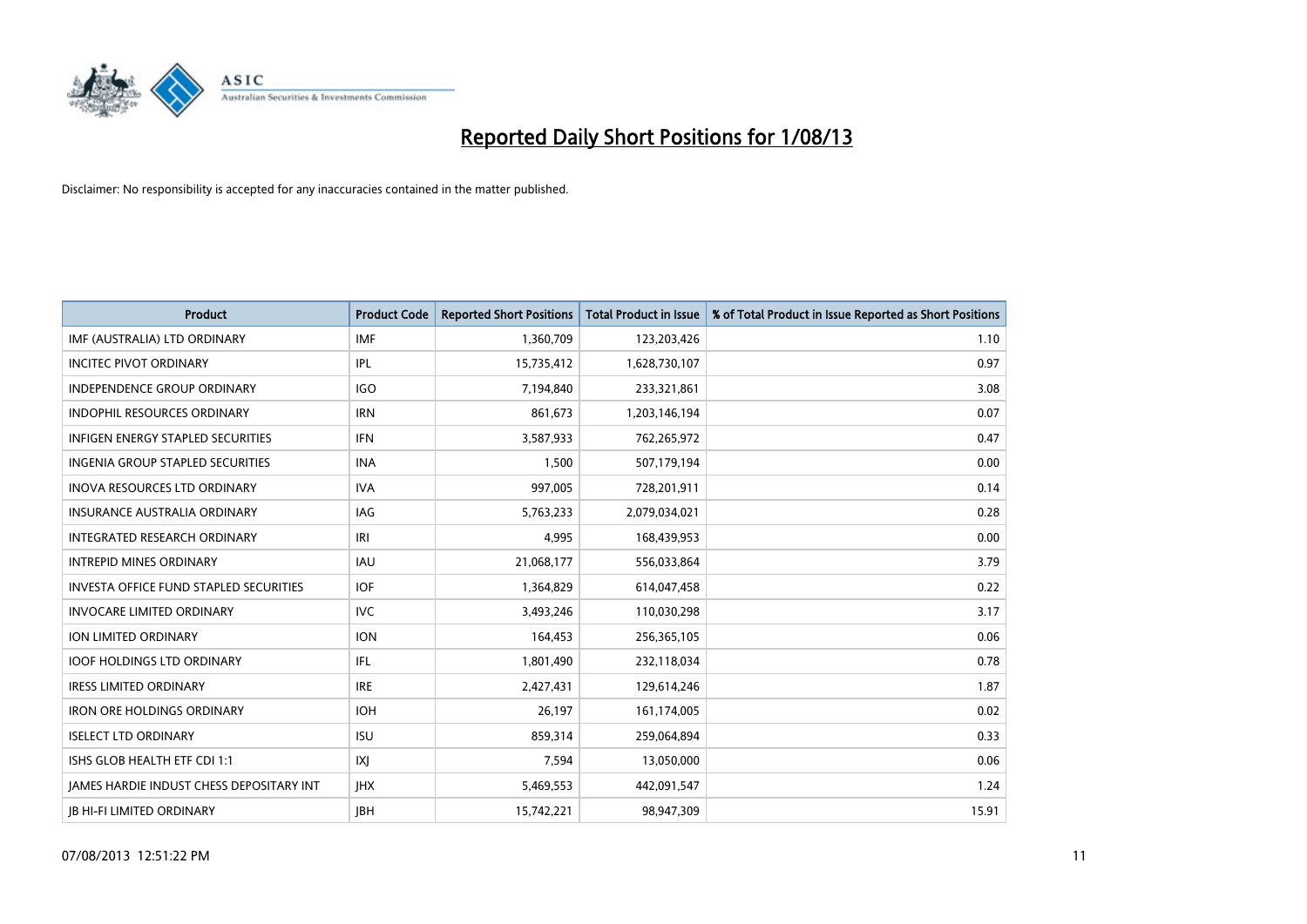# Reported Daily Short Positions for 1/08/13

Disclaimer: No responsibility is accepted for any inaccuracies contained in the matter published.

| Product | Product Code | Reported Short Positions | Total Product in Issue | % of Total Product in Issue Reported as Short Positions |
|---|---|---|---|---|
| IMF (AUSTRALIA) LTD ORDINARY | IMF | 1,360,709 | 123,203,426 | 1.10 |
| INCITEC PIVOT ORDINARY | IPL | 15,735,412 | 1,628,730,107 | 0.97 |
| INDEPENDENCE GROUP ORDINARY | IGO | 7,194,840 | 233,321,861 | 3.08 |
| INDOPHIL RESOURCES ORDINARY | IRN | 861,673 | 1,203,146,194 | 0.07 |
| INFIGEN ENERGY STAPLED SECURITIES | IFN | 3,587,933 | 762,265,972 | 0.47 |
| INGENIA GROUP STAPLED SECURITIES | INA | 1,500 | 507,179,194 | 0.00 |
| INOVA RESOURCES LTD ORDINARY | IVA | 997,005 | 728,201,911 | 0.14 |
| INSURANCE AUSTRALIA ORDINARY | IAG | 5,763,233 | 2,079,034,021 | 0.28 |
| INTEGRATED RESEARCH ORDINARY | IRI | 4,995 | 168,439,953 | 0.00 |
| INTREPID MINES ORDINARY | IAU | 21,068,177 | 556,033,864 | 3.79 |
| INVESTA OFFICE FUND STAPLED SECURITIES | IOF | 1,364,829 | 614,047,458 | 0.22 |
| INVOCARE LIMITED ORDINARY | IVC | 3,493,246 | 110,030,298 | 3.17 |
| ION LIMITED ORDINARY | ION | 164,453 | 256,365,105 | 0.06 |
| IOOF HOLDINGS LTD ORDINARY | IFL | 1,801,490 | 232,118,034 | 0.78 |
| IRESS LIMITED ORDINARY | IRE | 2,427,431 | 129,614,246 | 1.87 |
| IRON ORE HOLDINGS ORDINARY | IOH | 26,197 | 161,174,005 | 0.02 |
| ISELECT LTD ORDINARY | ISU | 859,314 | 259,064,894 | 0.33 |
| ISHS GLOB HEALTH ETF CDI 1:1 | IXJ | 7,594 | 13,050,000 | 0.06 |
| JAMES HARDIE INDUST CHESS DEPOSITARY INT | JHX | 5,469,553 | 442,091,547 | 1.24 |
| JB HI-FI LIMITED ORDINARY | JBH | 15,742,221 | 98,947,309 | 15.91 |

07/08/2013 12:51:22 PM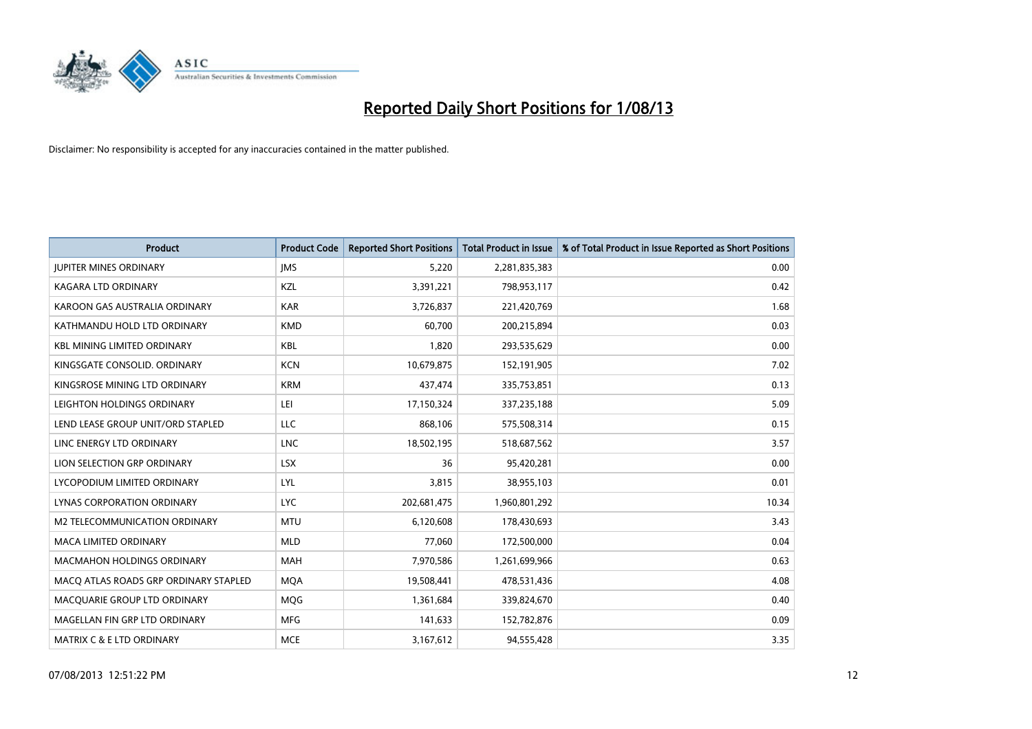# Reported Daily Short Positions for 1/08/13

Disclaimer: No responsibility is accepted for any inaccuracies contained in the matter published.

| Product | Product Code | Reported Short Positions | Total Product in Issue | % of Total Product in Issue Reported as Short Positions |
|---|---|---|---|---|
| JUPITER MINES ORDINARY | JMS | 5,220 | 2,281,835,383 | 0.00 |
| KAGARA LTD ORDINARY | KZL | 3,391,221 | 798,953,117 | 0.42 |
| KAROON GAS AUSTRALIA ORDINARY | KAR | 3,726,837 | 221,420,769 | 1.68 |
| KATHMANDU HOLD LTD ORDINARY | KMD | 60,700 | 200,215,894 | 0.03 |
| KBL MINING LIMITED ORDINARY | KBL | 1,820 | 293,535,629 | 0.00 |
| KINGSGATE CONSOLID. ORDINARY | KCN | 10,679,875 | 152,191,905 | 7.02 |
| KINGSROSE MINING LTD ORDINARY | KRM | 437,474 | 335,753,851 | 0.13 |
| LEIGHTON HOLDINGS ORDINARY | LEI | 17,150,324 | 337,235,188 | 5.09 |
| LEND LEASE GROUP UNIT/ORD STAPLED | LLC | 868,106 | 575,508,314 | 0.15 |
| LINC ENERGY LTD ORDINARY | LNC | 18,502,195 | 518,687,562 | 3.57 |
| LION SELECTION GRP ORDINARY | LSX | 36 | 95,420,281 | 0.00 |
| LYCOPODIUM LIMITED ORDINARY | LYL | 3,815 | 38,955,103 | 0.01 |
| LYNAS CORPORATION ORDINARY | LYC | 202,681,475 | 1,960,801,292 | 10.34 |
| M2 TELECOMMUNICATION ORDINARY | MTU | 6,120,608 | 178,430,693 | 3.43 |
| MACA LIMITED ORDINARY | MLD | 77,060 | 172,500,000 | 0.04 |
| MACMAHON HOLDINGS ORDINARY | MAH | 7,970,586 | 1,261,699,966 | 0.63 |
| MACQ ATLAS ROADS GRP ORDINARY STAPLED | MQA | 19,508,441 | 478,531,436 | 4.08 |
| MACQUARIE GROUP LTD ORDINARY | MQG | 1,361,684 | 339,824,670 | 0.40 |
| MAGELLAN FIN GRP LTD ORDINARY | MFG | 141,633 | 152,782,876 | 0.09 |
| MATRIX C & E LTD ORDINARY | MCE | 3,167,612 | 94,555,428 | 3.35 |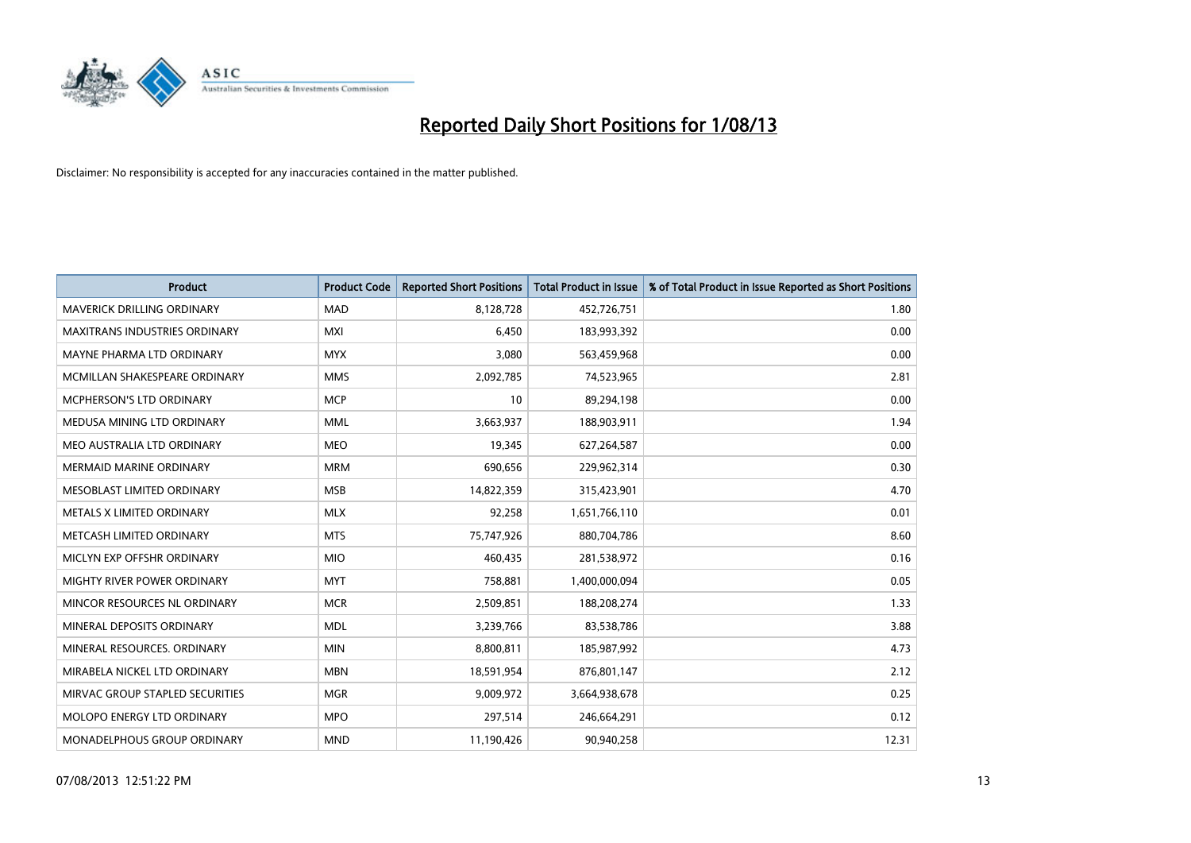# Reported Daily Short Positions for 1/08/13

Disclaimer: No responsibility is accepted for any inaccuracies contained in the matter published.

| Product | Product Code | Reported Short Positions | Total Product in Issue | % of Total Product in Issue Reported as Short Positions |
|---|---|---|---|---|
| MAVERICK DRILLING ORDINARY | MAD | 8,128,728 | 452,726,751 | 1.80 |
| MAXITRANS INDUSTRIES ORDINARY | MXI | 6,450 | 183,993,392 | 0.00 |
| MAYNE PHARMA LTD ORDINARY | MYX | 3,080 | 563,459,968 | 0.00 |
| MCMILLAN SHAKESPEARE ORDINARY | MMS | 2,092,785 | 74,523,965 | 2.81 |
| MCPHERSON'S LTD ORDINARY | MCP | 10 | 89,294,198 | 0.00 |
| MEDUSA MINING LTD ORDINARY | MML | 3,663,937 | 188,903,911 | 1.94 |
| MEO AUSTRALIA LTD ORDINARY | MEO | 19,345 | 627,264,587 | 0.00 |
| MERMAID MARINE ORDINARY | MRM | 690,656 | 229,962,314 | 0.30 |
| MESOBLAST LIMITED ORDINARY | MSB | 14,822,359 | 315,423,901 | 4.70 |
| METALS X LIMITED ORDINARY | MLX | 92,258 | 1,651,766,110 | 0.01 |
| METCASH LIMITED ORDINARY | MTS | 75,747,926 | 880,704,786 | 8.60 |
| MICLYN EXP OFFSHR ORDINARY | MIO | 460,435 | 281,538,972 | 0.16 |
| MIGHTY RIVER POWER ORDINARY | MYT | 758,881 | 1,400,000,094 | 0.05 |
| MINCOR RESOURCES NL ORDINARY | MCR | 2,509,851 | 188,208,274 | 1.33 |
| MINERAL DEPOSITS ORDINARY | MDL | 3,239,766 | 83,538,786 | 3.88 |
| MINERAL RESOURCES. ORDINARY | MIN | 8,800,811 | 185,987,992 | 4.73 |
| MIRABELA NICKEL LTD ORDINARY | MBN | 18,591,954 | 876,801,147 | 2.12 |
| MIRVAC GROUP STAPLED SECURITIES | MGR | 9,009,972 | 3,664,938,678 | 0.25 |
| MOLOPO ENERGY LTD ORDINARY | MPO | 297,514 | 246,664,291 | 0.12 |
| MONADELPHOUS GROUP ORDINARY | MND | 11,190,426 | 90,940,258 | 12.31 |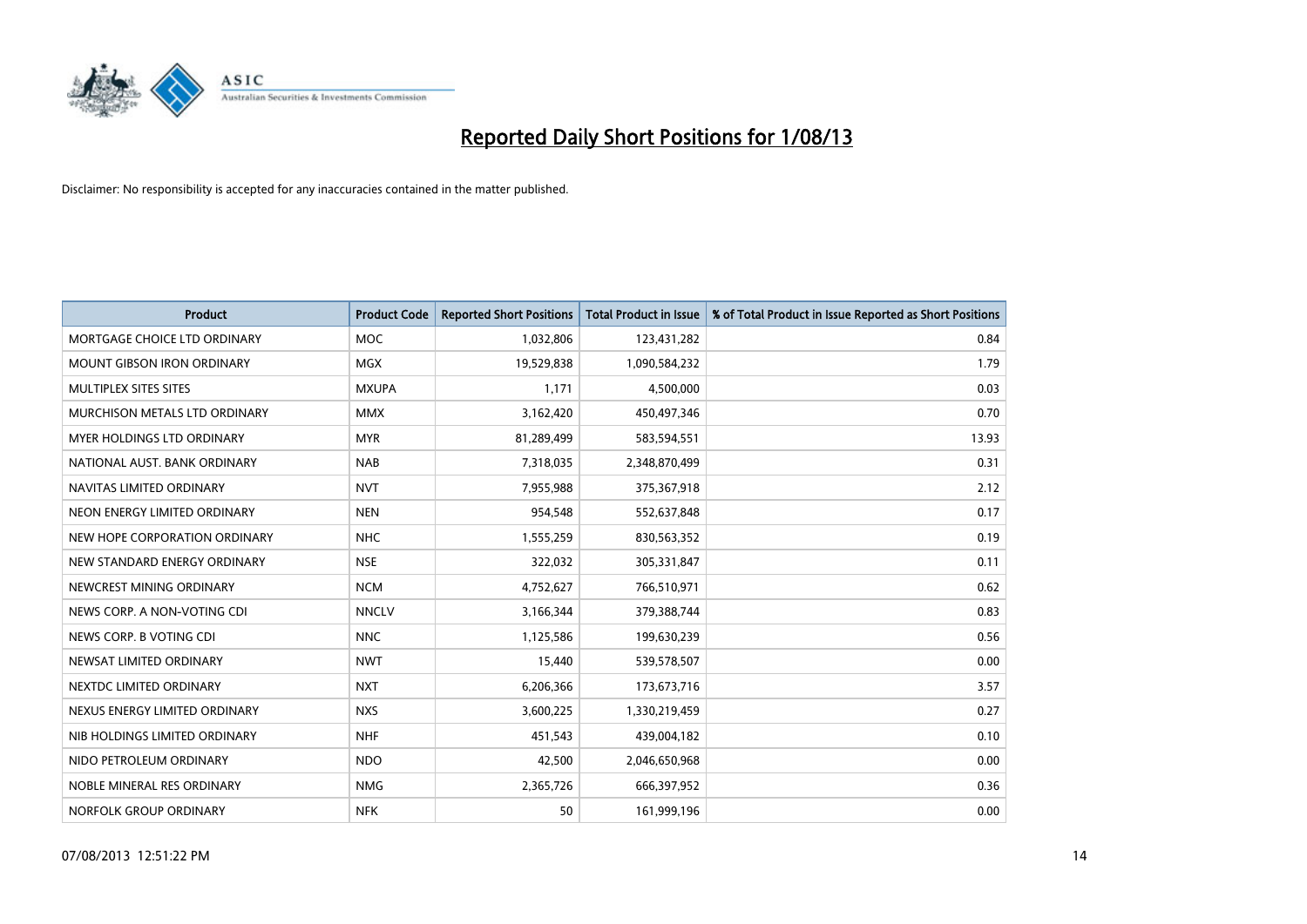# Reported Daily Short Positions for 1/08/13

Disclaimer: No responsibility is accepted for any inaccuracies contained in the matter published.

| Product | Product Code | Reported Short Positions | Total Product in Issue | % of Total Product in Issue Reported as Short Positions |
|---|---|---|---|---|
| MORTGAGE CHOICE LTD ORDINARY | MOC | 1,032,806 | 123,431,282 | 0.84 |
| MOUNT GIBSON IRON ORDINARY | MGX | 19,529,838 | 1,090,584,232 | 1.79 |
| MULTIPLEX SITES SITES | MXUPA | 1,171 | 4,500,000 | 0.03 |
| MURCHISON METALS LTD ORDINARY | MMX | 3,162,420 | 450,497,346 | 0.70 |
| MYER HOLDINGS LTD ORDINARY | MYR | 81,289,499 | 583,594,551 | 13.93 |
| NATIONAL AUST. BANK ORDINARY | NAB | 7,318,035 | 2,348,870,499 | 0.31 |
| NAVITAS LIMITED ORDINARY | NVT | 7,955,988 | 375,367,918 | 2.12 |
| NEON ENERGY LIMITED ORDINARY | NEN | 954,548 | 552,637,848 | 0.17 |
| NEW HOPE CORPORATION ORDINARY | NHC | 1,555,259 | 830,563,352 | 0.19 |
| NEW STANDARD ENERGY ORDINARY | NSE | 322,032 | 305,331,847 | 0.11 |
| NEWCREST MINING ORDINARY | NCM | 4,752,627 | 766,510,971 | 0.62 |
| NEWS CORP. A NON-VOTING CDI | NNCLV | 3,166,344 | 379,388,744 | 0.83 |
| NEWS CORP. B VOTING CDI | NNC | 1,125,586 | 199,630,239 | 0.56 |
| NEWSAT LIMITED ORDINARY | NWT | 15,440 | 539,578,507 | 0.00 |
| NEXTDC LIMITED ORDINARY | NXT | 6,206,366 | 173,673,716 | 3.57 |
| NEXUS ENERGY LIMITED ORDINARY | NXS | 3,600,225 | 1,330,219,459 | 0.27 |
| NIB HOLDINGS LIMITED ORDINARY | NHF | 451,543 | 439,004,182 | 0.10 |
| NIDO PETROLEUM ORDINARY | NDO | 42,500 | 2,046,650,968 | 0.00 |
| NOBLE MINERAL RES ORDINARY | NMG | 2,365,726 | 666,397,952 | 0.36 |
| NORFOLK GROUP ORDINARY | NFK | 50 | 161,999,196 | 0.00 |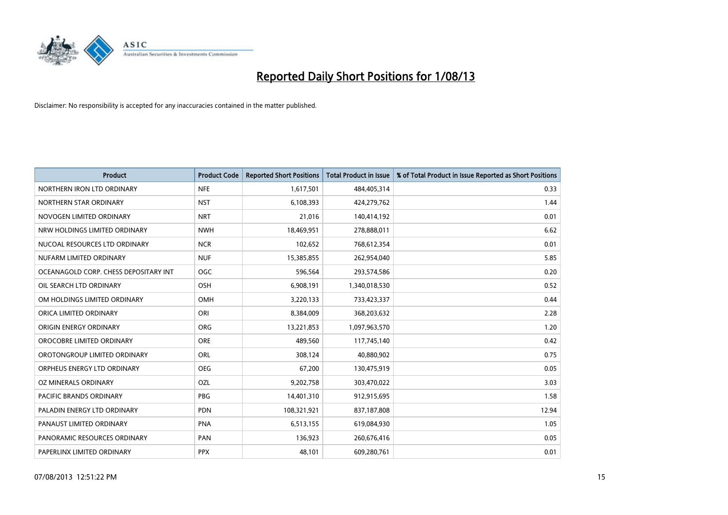# Reported Daily Short Positions for 1/08/13

Disclaimer: No responsibility is accepted for any inaccuracies contained in the matter published.

| Product | Product Code | Reported Short Positions | Total Product in Issue | % of Total Product in Issue Reported as Short Positions |
|---|---|---|---|---|
| NORTHERN IRON LTD ORDINARY | NFE | 1,617,501 | 484,405,314 | 0.33 |
| NORTHERN STAR ORDINARY | NST | 6,108,393 | 424,279,762 | 1.44 |
| NOVOGEN LIMITED ORDINARY | NRT | 21,016 | 140,414,192 | 0.01 |
| NRW HOLDINGS LIMITED ORDINARY | NWH | 18,469,951 | 278,888,011 | 6.62 |
| NUCOAL RESOURCES LTD ORDINARY | NCR | 102,652 | 768,612,354 | 0.01 |
| NUFARM LIMITED ORDINARY | NUF | 15,385,855 | 262,954,040 | 5.85 |
| OCEANAGOLD CORP. CHESS DEPOSITARY INT | OGC | 596,564 | 293,574,586 | 0.20 |
| OIL SEARCH LTD ORDINARY | OSH | 6,908,191 | 1,340,018,530 | 0.52 |
| OM HOLDINGS LIMITED ORDINARY | OMH | 3,220,133 | 733,423,337 | 0.44 |
| ORICA LIMITED ORDINARY | ORI | 8,384,009 | 368,203,632 | 2.28 |
| ORIGIN ENERGY ORDINARY | ORG | 13,221,853 | 1,097,963,570 | 1.20 |
| OROCOBRE LIMITED ORDINARY | ORE | 489,560 | 117,745,140 | 0.42 |
| OROTONGROUP LIMITED ORDINARY | ORL | 308,124 | 40,880,902 | 0.75 |
| ORPHEUS ENERGY LTD ORDINARY | OEG | 67,200 | 130,475,919 | 0.05 |
| OZ MINERALS ORDINARY | OZL | 9,202,758 | 303,470,022 | 3.03 |
| PACIFIC BRANDS ORDINARY | PBG | 14,401,310 | 912,915,695 | 1.58 |
| PALADIN ENERGY LTD ORDINARY | PDN | 108,321,921 | 837,187,808 | 12.94 |
| PANAUST LIMITED ORDINARY | PNA | 6,513,155 | 619,084,930 | 1.05 |
| PANORAMIC RESOURCES ORDINARY | PAN | 136,923 | 260,676,416 | 0.05 |
| PAPERLINX LIMITED ORDINARY | PPX | 48,101 | 609,280,761 | 0.01 |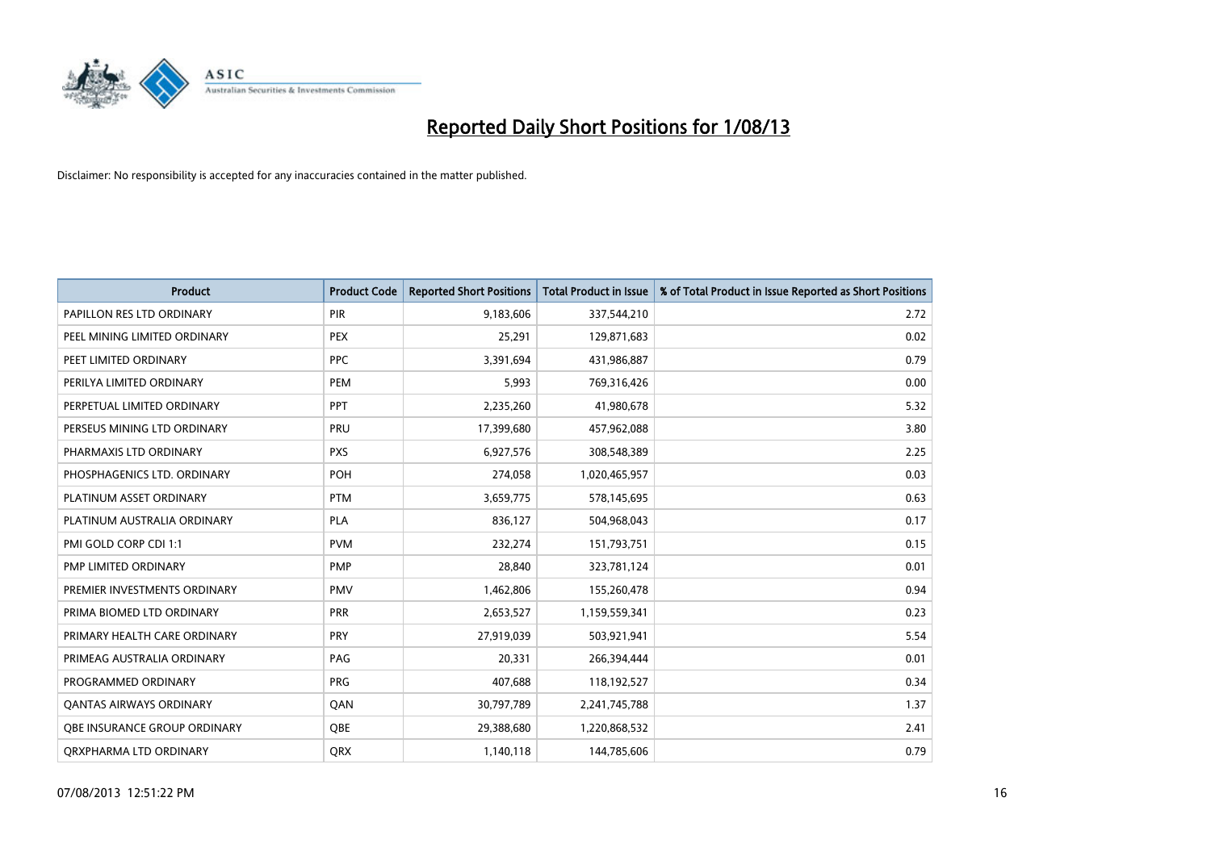# Reported Daily Short Positions for 1/08/13

Disclaimer: No responsibility is accepted for any inaccuracies contained in the matter published.

| Product | Product Code | Reported Short Positions | Total Product in Issue | % of Total Product in Issue Reported as Short Positions |
|---|---|---|---|---|
| PAPILLON RES LTD ORDINARY | PIR | 9,183,606 | 337,544,210 | 2.72 |
| PEEL MINING LIMITED ORDINARY | PEX | 25,291 | 129,871,683 | 0.02 |
| PEET LIMITED ORDINARY | PPC | 3,391,694 | 431,986,887 | 0.79 |
| PERILYA LIMITED ORDINARY | PEM | 5,993 | 769,316,426 | 0.00 |
| PERPETUAL LIMITED ORDINARY | PPT | 2,235,260 | 41,980,678 | 5.32 |
| PERSEUS MINING LTD ORDINARY | PRU | 17,399,680 | 457,962,088 | 3.80 |
| PHARMAXIS LTD ORDINARY | PXS | 6,927,576 | 308,548,389 | 2.25 |
| PHOSPHAGENICS LTD. ORDINARY | POH | 274,058 | 1,020,465,957 | 0.03 |
| PLATINUM ASSET ORDINARY | PTM | 3,659,775 | 578,145,695 | 0.63 |
| PLATINUM AUSTRALIA ORDINARY | PLA | 836,127 | 504,968,043 | 0.17 |
| PMI GOLD CORP CDI 1:1 | PVM | 232,274 | 151,793,751 | 0.15 |
| PMP LIMITED ORDINARY | PMP | 28,840 | 323,781,124 | 0.01 |
| PREMIER INVESTMENTS ORDINARY | PMV | 1,462,806 | 155,260,478 | 0.94 |
| PRIMA BIOMED LTD ORDINARY | PRR | 2,653,527 | 1,159,559,341 | 0.23 |
| PRIMARY HEALTH CARE ORDINARY | PRY | 27,919,039 | 503,921,941 | 5.54 |
| PRIMEAG AUSTRALIA ORDINARY | PAG | 20,331 | 266,394,444 | 0.01 |
| PROGRAMMED ORDINARY | PRG | 407,688 | 118,192,527 | 0.34 |
| QANTAS AIRWAYS ORDINARY | QAN | 30,797,789 | 2,241,745,788 | 1.37 |
| QBE INSURANCE GROUP ORDINARY | QBE | 29,388,680 | 1,220,868,532 | 2.41 |
| QRXPHARMA LTD ORDINARY | QRX | 1,140,118 | 144,785,606 | 0.79 |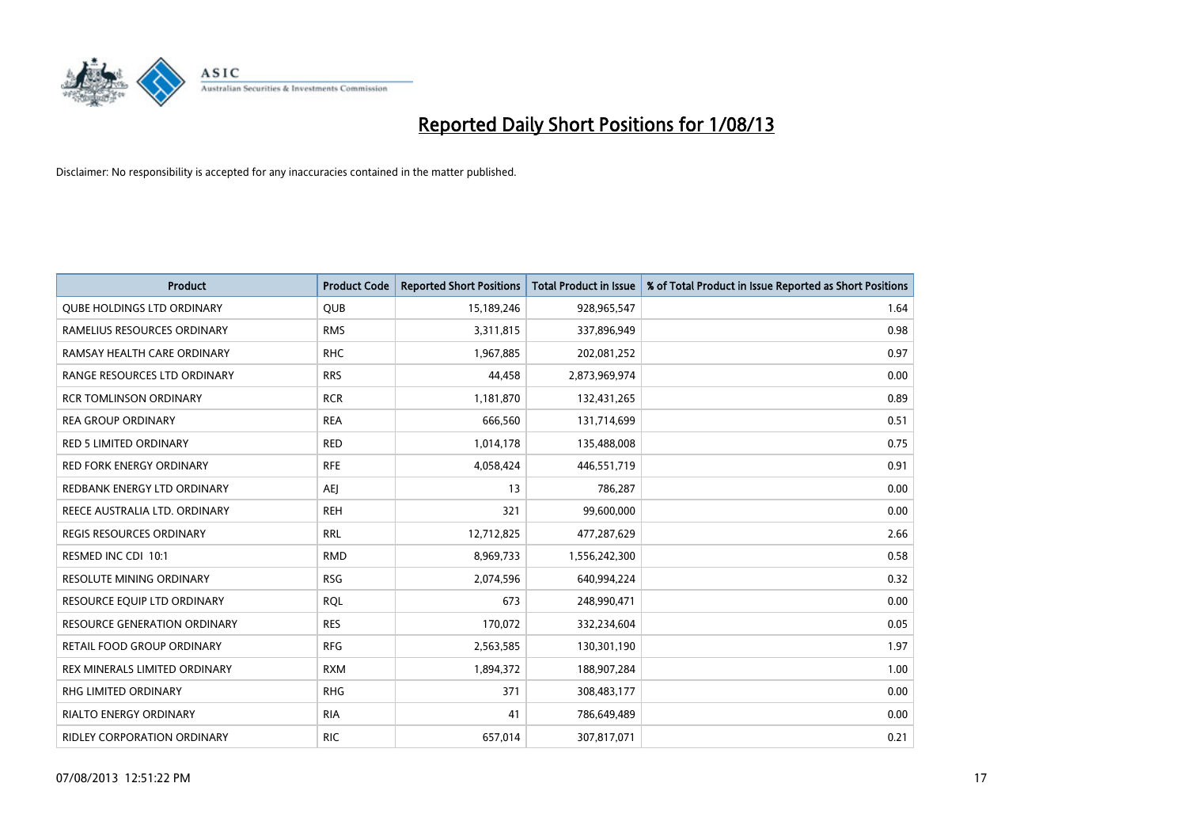# Reported Daily Short Positions for 1/08/13

Disclaimer: No responsibility is accepted for any inaccuracies contained in the matter published.

| Product | Product Code | Reported Short Positions | Total Product in Issue | % of Total Product in Issue Reported as Short Positions |
|---|---|---|---|---|
| QUBE HOLDINGS LTD ORDINARY | QUB | 15,189,246 | 928,965,547 | 1.64 |
| RAMELIUS RESOURCES ORDINARY | RMS | 3,311,815 | 337,896,949 | 0.98 |
| RAMSAY HEALTH CARE ORDINARY | RHC | 1,967,885 | 202,081,252 | 0.97 |
| RANGE RESOURCES LTD ORDINARY | RRS | 44,458 | 2,873,969,974 | 0.00 |
| RCR TOMLINSON ORDINARY | RCR | 1,181,870 | 132,431,265 | 0.89 |
| REA GROUP ORDINARY | REA | 666,560 | 131,714,699 | 0.51 |
| RED 5 LIMITED ORDINARY | RED | 1,014,178 | 135,488,008 | 0.75 |
| RED FORK ENERGY ORDINARY | RFE | 4,058,424 | 446,551,719 | 0.91 |
| REDBANK ENERGY LTD ORDINARY | AEJ | 13 | 786,287 | 0.00 |
| REECE AUSTRALIA LTD. ORDINARY | REH | 321 | 99,600,000 | 0.00 |
| REGIS RESOURCES ORDINARY | RRL | 12,712,825 | 477,287,629 | 2.66 |
| RESMED INC CDI 10:1 | RMD | 8,969,733 | 1,556,242,300 | 0.58 |
| RESOLUTE MINING ORDINARY | RSG | 2,074,596 | 640,994,224 | 0.32 |
| RESOURCE EQUIP LTD ORDINARY | RQL | 673 | 248,990,471 | 0.00 |
| RESOURCE GENERATION ORDINARY | RES | 170,072 | 332,234,604 | 0.05 |
| RETAIL FOOD GROUP ORDINARY | RFG | 2,563,585 | 130,301,190 | 1.97 |
| REX MINERALS LIMITED ORDINARY | RXM | 1,894,372 | 188,907,284 | 1.00 |
| RHG LIMITED ORDINARY | RHG | 371 | 308,483,177 | 0.00 |
| RIALTO ENERGY ORDINARY | RIA | 41 | 786,649,489 | 0.00 |
| RIDLEY CORPORATION ORDINARY | RIC | 657,014 | 307,817,071 | 0.21 |

07/08/2013 12:51:22 PM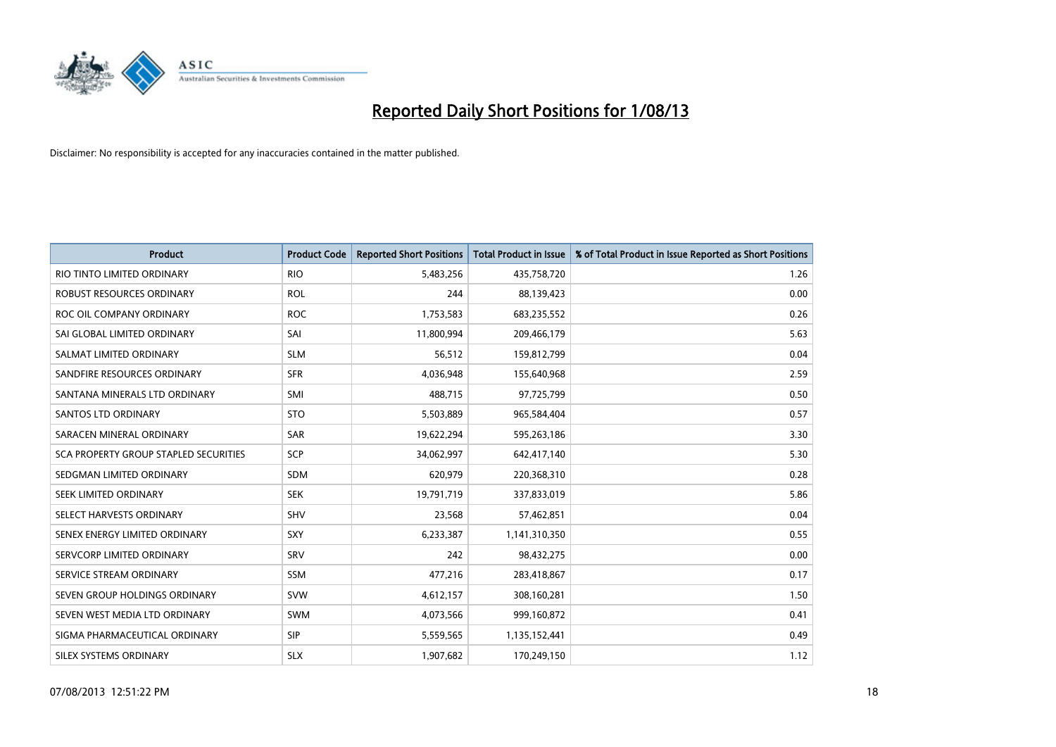# Reported Daily Short Positions for 1/08/13

Disclaimer: No responsibility is accepted for any inaccuracies contained in the matter published.

| Product | Product Code | Reported Short Positions | Total Product in Issue | % of Total Product in Issue Reported as Short Positions |
|---|---|---|---|---|
| RIO TINTO LIMITED ORDINARY | RIO | 5,483,256 | 435,758,720 | 1.26 |
| ROBUST RESOURCES ORDINARY | ROL | 244 | 88,139,423 | 0.00 |
| ROC OIL COMPANY ORDINARY | ROC | 1,753,583 | 683,235,552 | 0.26 |
| SAI GLOBAL LIMITED ORDINARY | SAI | 11,800,994 | 209,466,179 | 5.63 |
| SALMAT LIMITED ORDINARY | SLM | 56,512 | 159,812,799 | 0.04 |
| SANDFIRE RESOURCES ORDINARY | SFR | 4,036,948 | 155,640,968 | 2.59 |
| SANTANA MINERALS LTD ORDINARY | SMI | 488,715 | 97,725,799 | 0.50 |
| SANTOS LTD ORDINARY | STO | 5,503,889 | 965,584,404 | 0.57 |
| SARACEN MINERAL ORDINARY | SAR | 19,622,294 | 595,263,186 | 3.30 |
| SCA PROPERTY GROUP STAPLED SECURITIES | SCP | 34,062,997 | 642,417,140 | 5.30 |
| SEDGMAN LIMITED ORDINARY | SDM | 620,979 | 220,368,310 | 0.28 |
| SEEK LIMITED ORDINARY | SEK | 19,791,719 | 337,833,019 | 5.86 |
| SELECT HARVESTS ORDINARY | SHV | 23,568 | 57,462,851 | 0.04 |
| SENEX ENERGY LIMITED ORDINARY | SXY | 6,233,387 | 1,141,310,350 | 0.55 |
| SERVCORP LIMITED ORDINARY | SRV | 242 | 98,432,275 | 0.00 |
| SERVICE STREAM ORDINARY | SSM | 477,216 | 283,418,867 | 0.17 |
| SEVEN GROUP HOLDINGS ORDINARY | SVW | 4,612,157 | 308,160,281 | 1.50 |
| SEVEN WEST MEDIA LTD ORDINARY | SWM | 4,073,566 | 999,160,872 | 0.41 |
| SIGMA PHARMACEUTICAL ORDINARY | SIP | 5,559,565 | 1,135,152,441 | 0.49 |
| SILEX SYSTEMS ORDINARY | SLX | 1,907,682 | 170,249,150 | 1.12 |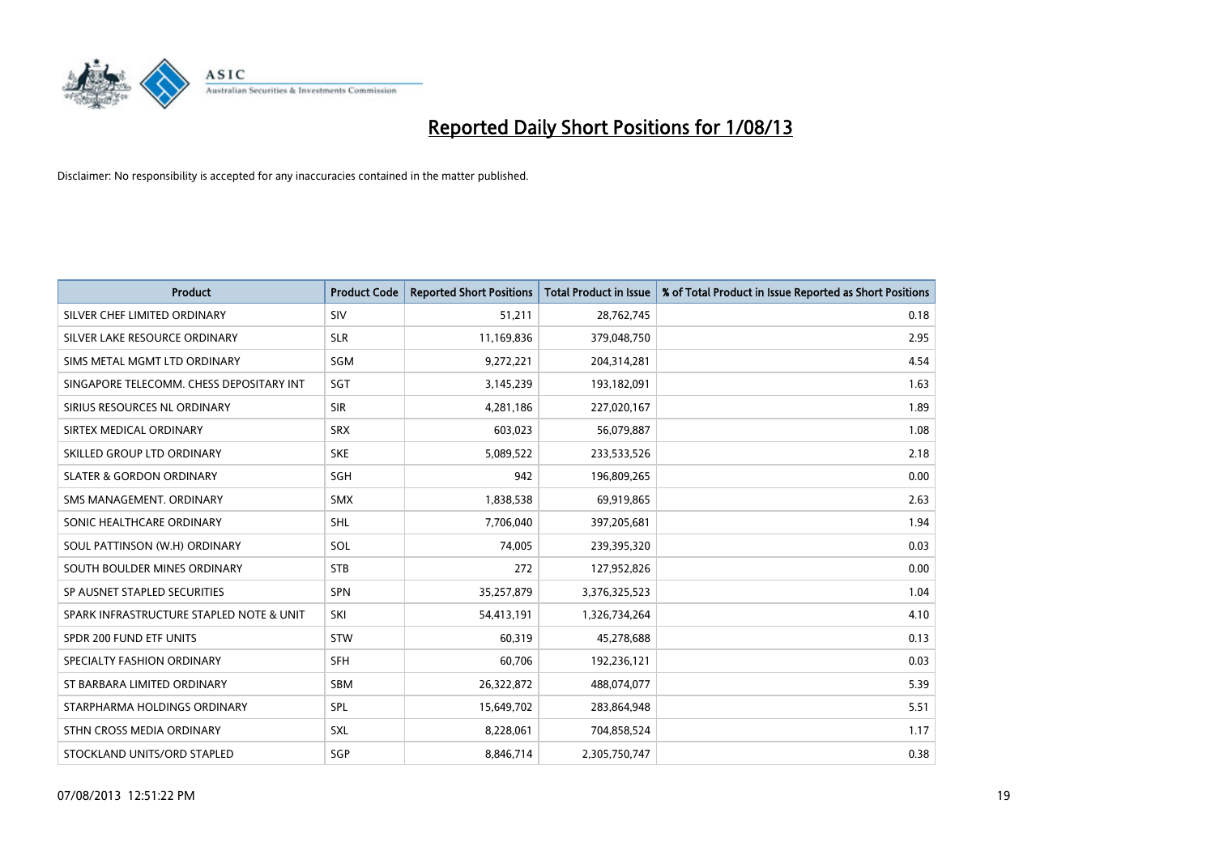# Reported Daily Short Positions for 1/08/13

Disclaimer: No responsibility is accepted for any inaccuracies contained in the matter published.

| Product | Product Code | Reported Short Positions | Total Product in Issue | % of Total Product in Issue Reported as Short Positions |
|---|---|---|---|---|
| SILVER CHEF LIMITED ORDINARY | SIV | 51,211 | 28,762,745 | 0.18 |
| SILVER LAKE RESOURCE ORDINARY | SLR | 11,169,836 | 379,048,750 | 2.95 |
| SIMS METAL MGMT LTD ORDINARY | SGM | 9,272,221 | 204,314,281 | 4.54 |
| SINGAPORE TELECOMM. CHESS DEPOSITARY INT | SGT | 3,145,239 | 193,182,091 | 1.63 |
| SIRIUS RESOURCES NL ORDINARY | SIR | 4,281,186 | 227,020,167 | 1.89 |
| SIRTEX MEDICAL ORDINARY | SRX | 603,023 | 56,079,887 | 1.08 |
| SKILLED GROUP LTD ORDINARY | SKE | 5,089,522 | 233,533,526 | 2.18 |
| SLATER & GORDON ORDINARY | SGH | 942 | 196,809,265 | 0.00 |
| SMS MANAGEMENT. ORDINARY | SMX | 1,838,538 | 69,919,865 | 2.63 |
| SONIC HEALTHCARE ORDINARY | SHL | 7,706,040 | 397,205,681 | 1.94 |
| SOUL PATTINSON (W.H) ORDINARY | SOL | 74,005 | 239,395,320 | 0.03 |
| SOUTH BOULDER MINES ORDINARY | STB | 272 | 127,952,826 | 0.00 |
| SP AUSNET STAPLED SECURITIES | SPN | 35,257,879 | 3,376,325,523 | 1.04 |
| SPARK INFRASTRUCTURE STAPLED NOTE & UNIT | SKI | 54,413,191 | 1,326,734,264 | 4.10 |
| SPDR 200 FUND ETF UNITS | STW | 60,319 | 45,278,688 | 0.13 |
| SPECIALTY FASHION ORDINARY | SFH | 60,706 | 192,236,121 | 0.03 |
| ST BARBARA LIMITED ORDINARY | SBM | 26,322,872 | 488,074,077 | 5.39 |
| STARPHARMA HOLDINGS ORDINARY | SPL | 15,649,702 | 283,864,948 | 5.51 |
| STHN CROSS MEDIA ORDINARY | SXL | 8,228,061 | 704,858,524 | 1.17 |
| STOCKLAND UNITS/ORD STAPLED | SGP | 8,846,714 | 2,305,750,747 | 0.38 |

07/08/2013 12:51:22 PM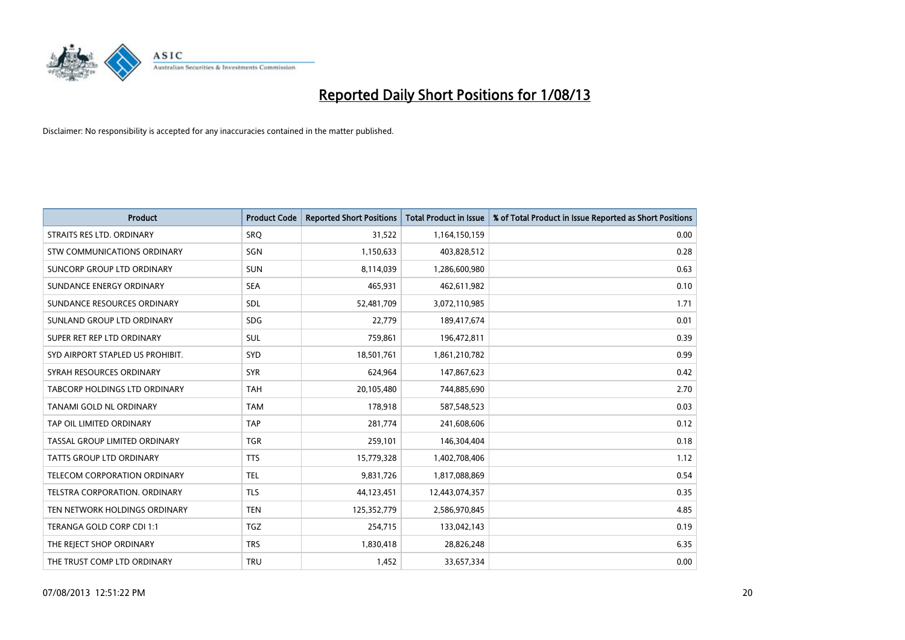# Reported Daily Short Positions for 1/08/13

Disclaimer: No responsibility is accepted for any inaccuracies contained in the matter published.

| Product | Product Code | Reported Short Positions | Total Product in Issue | % of Total Product in Issue Reported as Short Positions |
|---|---|---|---|---|
| STRAITS RES LTD. ORDINARY | SRQ | 31,522 | 1,164,150,159 | 0.00 |
| STW COMMUNICATIONS ORDINARY | SGN | 1,150,633 | 403,828,512 | 0.28 |
| SUNCORP GROUP LTD ORDINARY | SUN | 8,114,039 | 1,286,600,980 | 0.63 |
| SUNDANCE ENERGY ORDINARY | SEA | 465,931 | 462,611,982 | 0.10 |
| SUNDANCE RESOURCES ORDINARY | SDL | 52,481,709 | 3,072,110,985 | 1.71 |
| SUNLAND GROUP LTD ORDINARY | SDG | 22,779 | 189,417,674 | 0.01 |
| SUPER RET REP LTD ORDINARY | SUL | 759,861 | 196,472,811 | 0.39 |
| SYD AIRPORT STAPLED US PROHIBIT. | SYD | 18,501,761 | 1,861,210,782 | 0.99 |
| SYRAH RESOURCES ORDINARY | SYR | 624,964 | 147,867,623 | 0.42 |
| TABCORP HOLDINGS LTD ORDINARY | TAH | 20,105,480 | 744,885,690 | 2.70 |
| TANAMI GOLD NL ORDINARY | TAM | 178,918 | 587,548,523 | 0.03 |
| TAP OIL LIMITED ORDINARY | TAP | 281,774 | 241,608,606 | 0.12 |
| TASSAL GROUP LIMITED ORDINARY | TGR | 259,101 | 146,304,404 | 0.18 |
| TATTS GROUP LTD ORDINARY | TTS | 15,779,328 | 1,402,708,406 | 1.12 |
| TELECOM CORPORATION ORDINARY | TEL | 9,831,726 | 1,817,088,869 | 0.54 |
| TELSTRA CORPORATION. ORDINARY | TLS | 44,123,451 | 12,443,074,357 | 0.35 |
| TEN NETWORK HOLDINGS ORDINARY | TEN | 125,352,779 | 2,586,970,845 | 4.85 |
| TERANGA GOLD CORP CDI 1:1 | TGZ | 254,715 | 133,042,143 | 0.19 |
| THE REJECT SHOP ORDINARY | TRS | 1,830,418 | 28,826,248 | 6.35 |
| THE TRUST COMP LTD ORDINARY | TRU | 1,452 | 33,657,334 | 0.00 |

07/08/2013 12:51:22 PM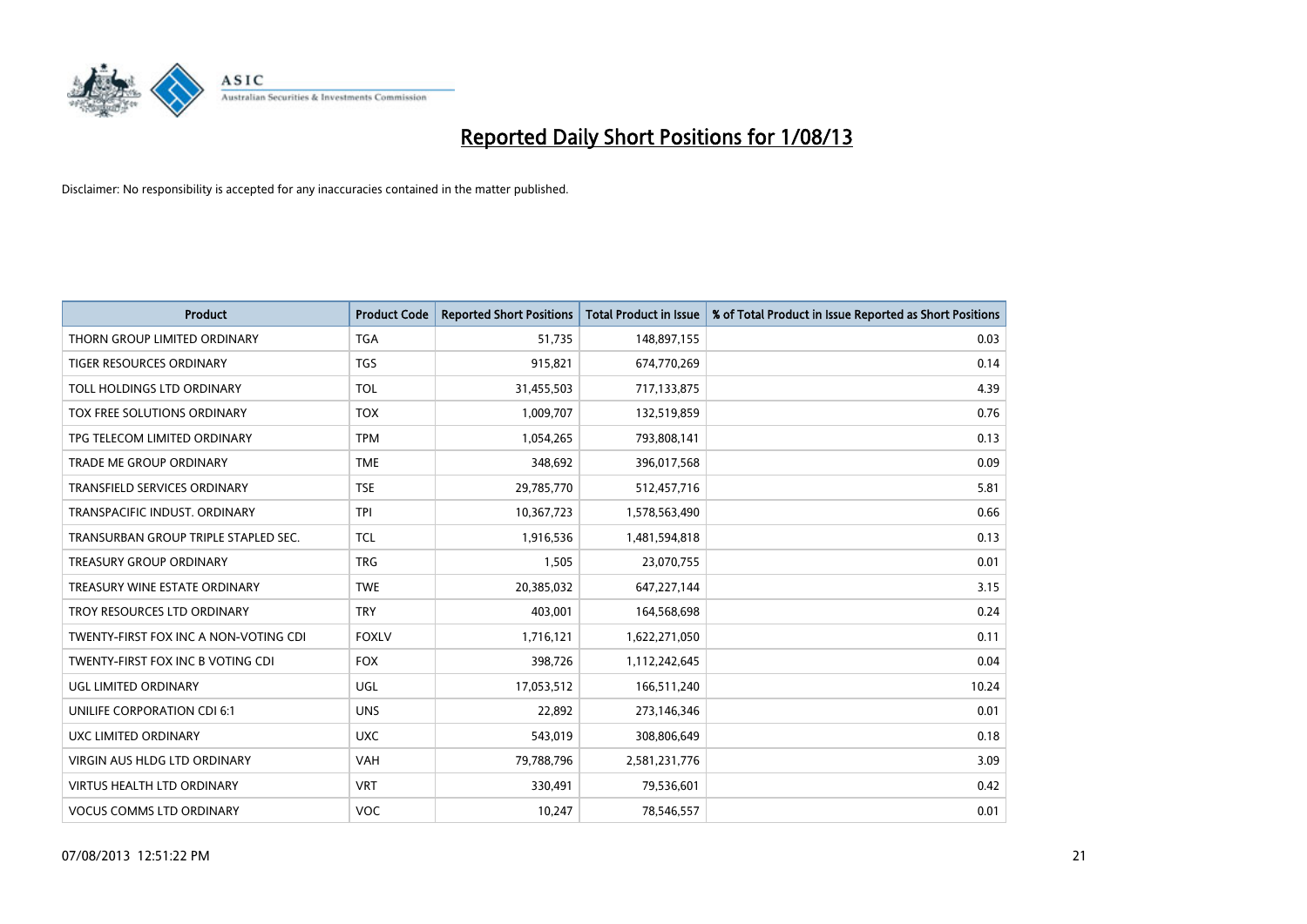# Reported Daily Short Positions for 1/08/13

Disclaimer: No responsibility is accepted for any inaccuracies contained in the matter published.

| Product | Product Code | Reported Short Positions | Total Product in Issue | % of Total Product in Issue Reported as Short Positions |
|---|---|---|---|---|
| THORN GROUP LIMITED ORDINARY | TGA | 51,735 | 148,897,155 | 0.03 |
| TIGER RESOURCES ORDINARY | TGS | 915,821 | 674,770,269 | 0.14 |
| TOLL HOLDINGS LTD ORDINARY | TOL | 31,455,503 | 717,133,875 | 4.39 |
| TOX FREE SOLUTIONS ORDINARY | TOX | 1,009,707 | 132,519,859 | 0.76 |
| TPG TELECOM LIMITED ORDINARY | TPM | 1,054,265 | 793,808,141 | 0.13 |
| TRADE ME GROUP ORDINARY | TME | 348,692 | 396,017,568 | 0.09 |
| TRANSFIELD SERVICES ORDINARY | TSE | 29,785,770 | 512,457,716 | 5.81 |
| TRANSPACIFIC INDUST. ORDINARY | TPI | 10,367,723 | 1,578,563,490 | 0.66 |
| TRANSURBAN GROUP TRIPLE STAPLED SEC. | TCL | 1,916,536 | 1,481,594,818 | 0.13 |
| TREASURY GROUP ORDINARY | TRG | 1,505 | 23,070,755 | 0.01 |
| TREASURY WINE ESTATE ORDINARY | TWE | 20,385,032 | 647,227,144 | 3.15 |
| TROY RESOURCES LTD ORDINARY | TRY | 403,001 | 164,568,698 | 0.24 |
| TWENTY-FIRST FOX INC A NON-VOTING CDI | FOXLV | 1,716,121 | 1,622,271,050 | 0.11 |
| TWENTY-FIRST FOX INC B VOTING CDI | FOX | 398,726 | 1,112,242,645 | 0.04 |
| UGL LIMITED ORDINARY | UGL | 17,053,512 | 166,511,240 | 10.24 |
| UNILIFE CORPORATION CDI 6:1 | UNS | 22,892 | 273,146,346 | 0.01 |
| UXC LIMITED ORDINARY | UXC | 543,019 | 308,806,649 | 0.18 |
| VIRGIN AUS HLDG LTD ORDINARY | VAH | 79,788,796 | 2,581,231,776 | 3.09 |
| VIRTUS HEALTH LTD ORDINARY | VRT | 330,491 | 79,536,601 | 0.42 |
| VOCUS COMMS LTD ORDINARY | VOC | 10,247 | 78,546,557 | 0.01 |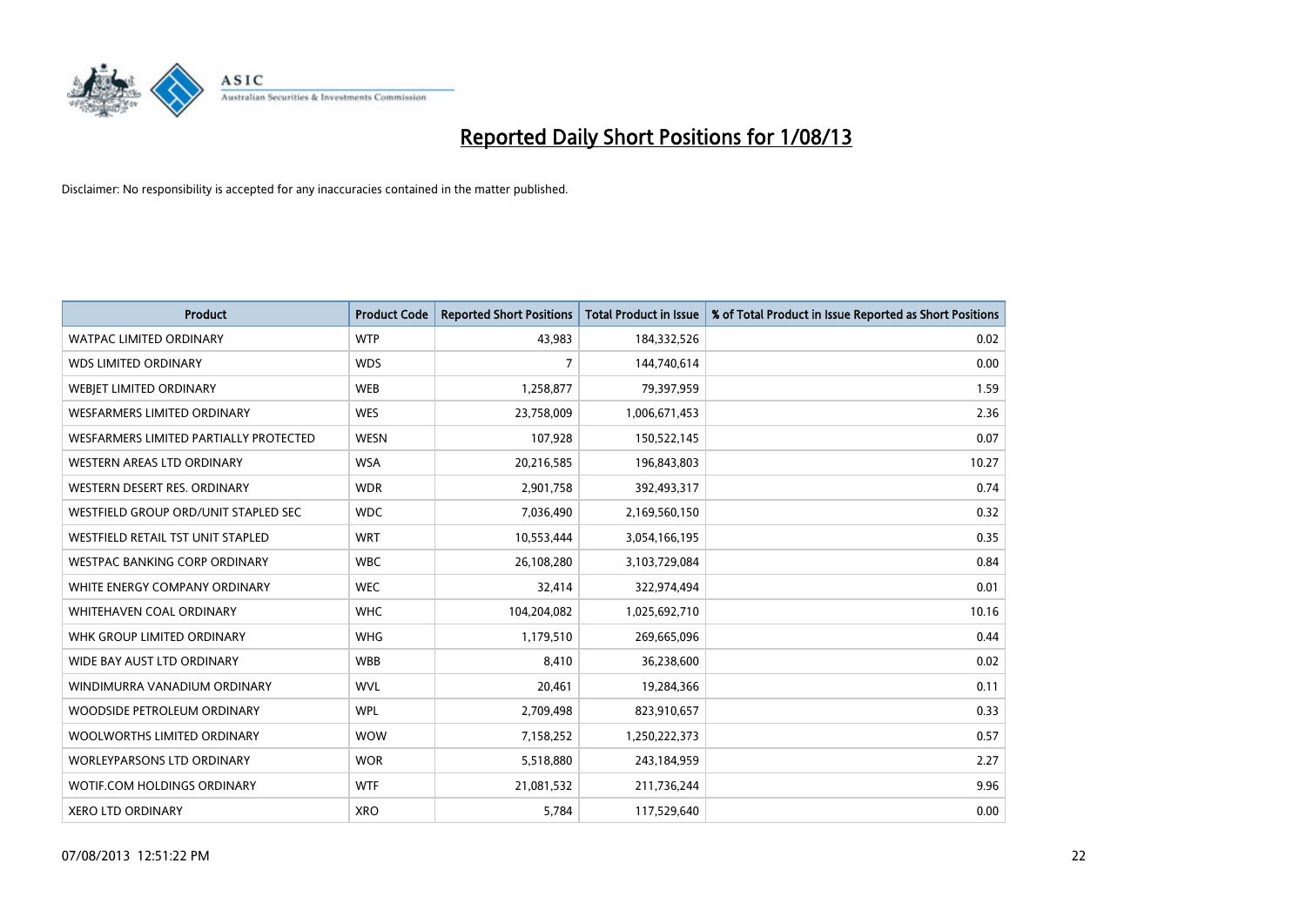# Reported Daily Short Positions for 1/08/13

Disclaimer: No responsibility is accepted for any inaccuracies contained in the matter published.

| Product | Product Code | Reported Short Positions | Total Product in Issue | % of Total Product in Issue Reported as Short Positions |
|---|---|---|---|---|
| WATPAC LIMITED ORDINARY | WTP | 43,983 | 184,332,526 | 0.02 |
| WDS LIMITED ORDINARY | WDS | 7 | 144,740,614 | 0.00 |
| WEBJET LIMITED ORDINARY | WEB | 1,258,877 | 79,397,959 | 1.59 |
| WESFARMERS LIMITED ORDINARY | WES | 23,758,009 | 1,006,671,453 | 2.36 |
| WESFARMERS LIMITED PARTIALLY PROTECTED | WESN | 107,928 | 150,522,145 | 0.07 |
| WESTERN AREAS LTD ORDINARY | WSA | 20,216,585 | 196,843,803 | 10.27 |
| WESTERN DESERT RES. ORDINARY | WDR | 2,901,758 | 392,493,317 | 0.74 |
| WESTFIELD GROUP ORD/UNIT STAPLED SEC | WDC | 7,036,490 | 2,169,560,150 | 0.32 |
| WESTFIELD RETAIL TST UNIT STAPLED | WRT | 10,553,444 | 3,054,166,195 | 0.35 |
| WESTPAC BANKING CORP ORDINARY | WBC | 26,108,280 | 3,103,729,084 | 0.84 |
| WHITE ENERGY COMPANY ORDINARY | WEC | 32,414 | 322,974,494 | 0.01 |
| WHITEHAVEN COAL ORDINARY | WHC | 104,204,082 | 1,025,692,710 | 10.16 |
| WHK GROUP LIMITED ORDINARY | WHG | 1,179,510 | 269,665,096 | 0.44 |
| WIDE BAY AUST LTD ORDINARY | WBB | 8,410 | 36,238,600 | 0.02 |
| WINDIMURRA VANADIUM ORDINARY | WVL | 20,461 | 19,284,366 | 0.11 |
| WOODSIDE PETROLEUM ORDINARY | WPL | 2,709,498 | 823,910,657 | 0.33 |
| WOOLWORTHS LIMITED ORDINARY | WOW | 7,158,252 | 1,250,222,373 | 0.57 |
| WORLEYPARSONS LTD ORDINARY | WOR | 5,518,880 | 243,184,959 | 2.27 |
| WOTIF.COM HOLDINGS ORDINARY | WTF | 21,081,532 | 211,736,244 | 9.96 |
| XERO LTD ORDINARY | XRO | 5,784 | 117,529,640 | 0.00 |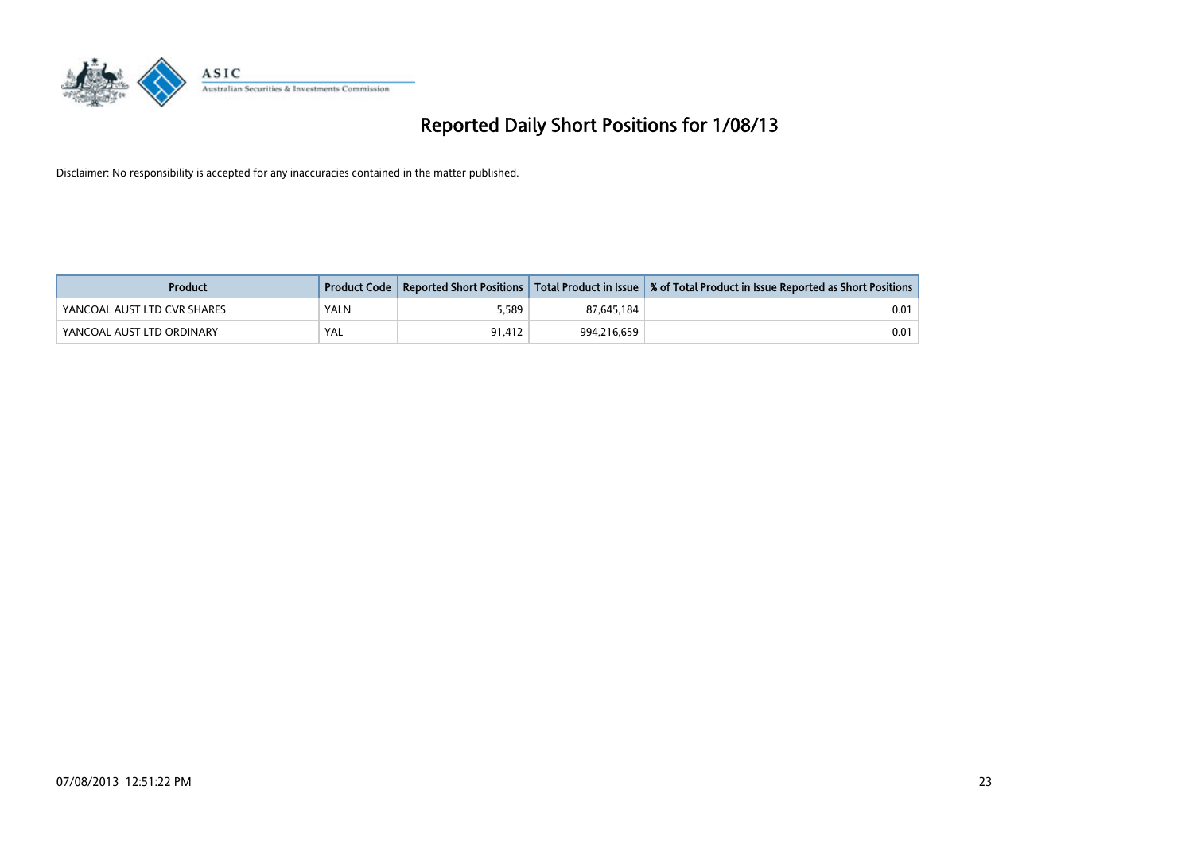# Reported Daily Short Positions for 1/08/13

Disclaimer: No responsibility is accepted for any inaccuracies contained in the matter published.

| Product | Product Code | Reported Short Positions | Total Product in Issue | % of Total Product in Issue Reported as Short Positions |
|---|---|---|---|---|
| YANCOAL AUST LTD CVR SHARES | YALN | 5,589 | 87,645,184 | 0.01 |
| YANCOAL AUST LTD ORDINARY | YAL | 91,412 | 994,216,659 | 0.01 |